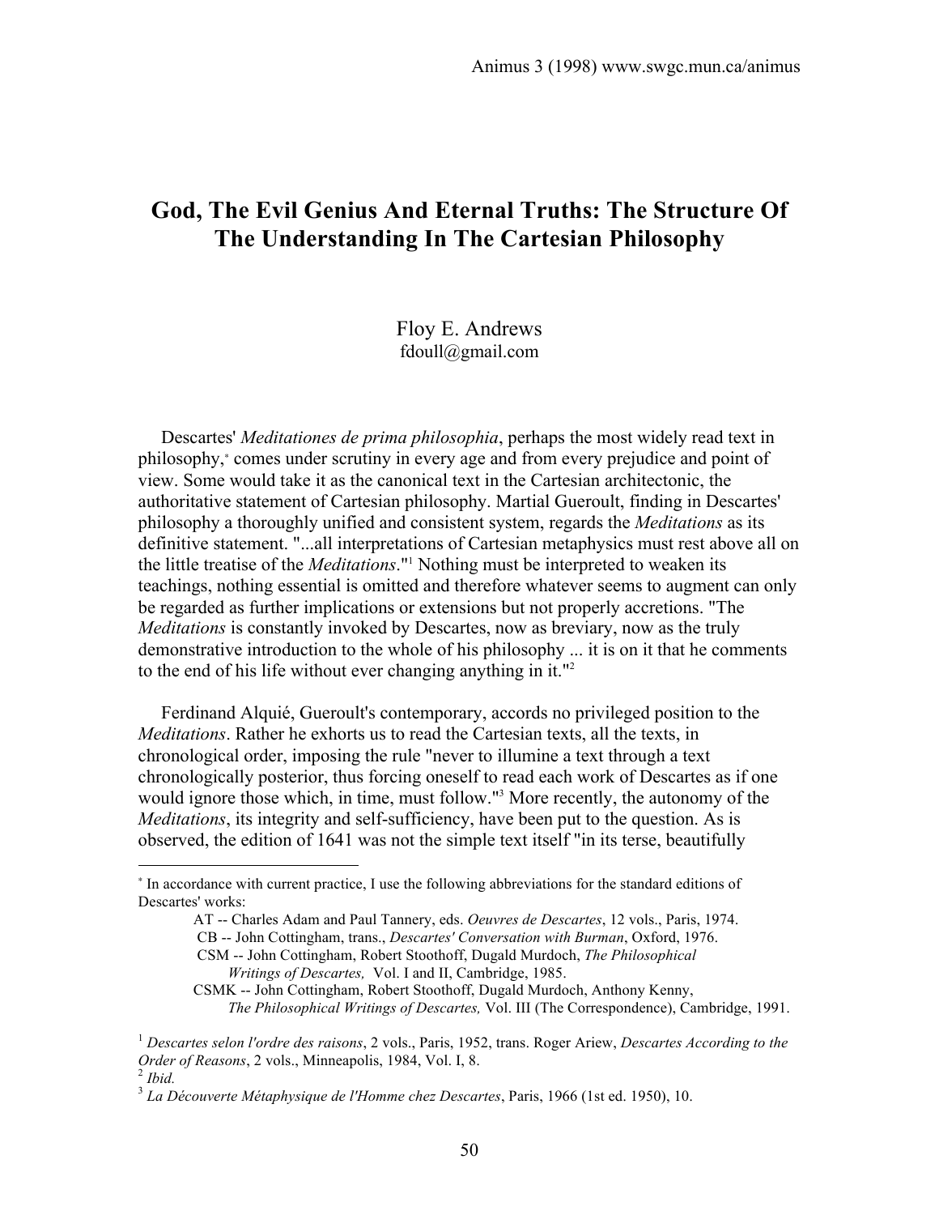# God, The Evil Genius And Eternal Truths: The Structure Of The Understanding In The Cartesian Philosophy

Floy E. Andrews
fdoull@gmail.com

Descartes' *Meditationes de prima philosophia*, perhaps the most widely read text in philosophy,[*] comes under scrutiny in every age and from every prejudice and point of view. Some would take it as the canonical text in the Cartesian architectonic, the authoritative statement of Cartesian philosophy. Martial Gueroult, finding in Descartes' philosophy a thoroughly unified and consistent system, regards the *Meditations* as its definitive statement. "...all interpretations of Cartesian metaphysics must rest above all on the little treatise of the *Meditations*."[1] Nothing must be interpreted to weaken its teachings, nothing essential is omitted and therefore whatever seems to augment can only be regarded as further implications or extensions but not properly accretions. "The *Meditations* is constantly invoked by Descartes, now as breviary, now as the truly demonstrative introduction to the whole of his philosophy ... it is on it that he comments to the end of his life without ever changing anything in it."[2]

Ferdinand Alquié, Gueroult's contemporary, accords no privileged position to the *Meditations*. Rather he exhorts us to read the Cartesian texts, all the texts, in chronological order, imposing the rule "never to illumine a text through a text chronologically posterior, thus forcing oneself to read each work of Descartes as if one would ignore those which, in time, must follow."[3] More recently, the autonomy of the *Meditations*, its integrity and self-sufficiency, have been put to the question. As is observed, the edition of 1641 was not the simple text itself "in its terse, beautifully

---

[*] In accordance with current practice, I use the following abbreviations for the standard editions of Descartes' works:

AT -- Charles Adam and Paul Tannery, eds. *Oeuvres de Descartes*, 12 vols., Paris, 1974.

CB -- John Cottingham, trans., *Descartes' Conversation with Burman*, Oxford, 1976.

CSM -- John Cottingham, Robert Stoothoff, Dugald Murdoch, *The Philosophical Writings of Descartes,* Vol. I and II, Cambridge, 1985.

CSMK -- John Cottingham, Robert Stoothoff, Dugald Murdoch, Anthony Kenny, *The Philosophical Writings of Descartes,* Vol. III (The Correspondence), Cambridge, 1991.

[1] *Descartes selon l'ordre des raisons*, 2 vols., Paris, 1952, trans. Roger Ariew, *Descartes According to the Order of Reasons*, 2 vols., Minneapolis, 1984, Vol. I, 8.

[2] *Ibid.*

[3] *La Découverte Métaphysique de l'Homme chez Descartes*, Paris, 1966 (1st ed. 1950), 10.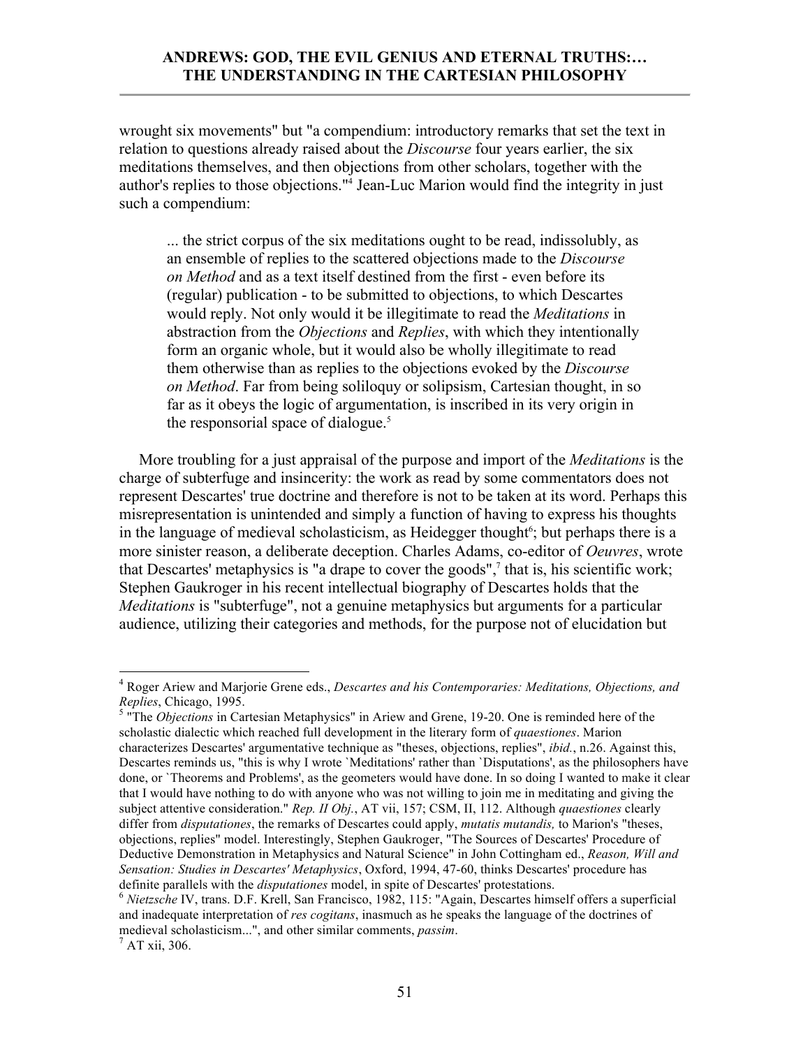wrought six movements" but "a compendium: introductory remarks that set the text in relation to questions already raised about the *Discourse* four years earlier, the six meditations themselves, and then objections from other scholars, together with the author's replies to those objections."[4] Jean-Luc Marion would find the integrity in just such a compendium:

> ... the strict corpus of the six meditations ought to be read, indissolubly, as an ensemble of replies to the scattered objections made to the *Discourse on Method* and as a text itself destined from the first - even before its (regular) publication - to be submitted to objections, to which Descartes would reply. Not only would it be illegitimate to read the *Meditations* in abstraction from the *Objections* and *Replies*, with which they intentionally form an organic whole, but it would also be wholly illegitimate to read them otherwise than as replies to the objections evoked by the *Discourse on Method*. Far from being soliloquy or solipsism, Cartesian thought, in so far as it obeys the logic of argumentation, is inscribed in its very origin in the responsorial space of dialogue.[5]

More troubling for a just appraisal of the purpose and import of the *Meditations* is the charge of subterfuge and insincerity: the work as read by some commentators does not represent Descartes' true doctrine and therefore is not to be taken at its word. Perhaps this misrepresentation is unintended and simply a function of having to express his thoughts in the language of medieval scholasticism, as Heidegger thought[6]; but perhaps there is a more sinister reason, a deliberate deception. Charles Adams, co-editor of *Oeuvres*, wrote that Descartes' metaphysics is "a drape to cover the goods",[7] that is, his scientific work; Stephen Gaukroger in his recent intellectual biography of Descartes holds that the *Meditations* is "subterfuge", not a genuine metaphysics but arguments for a particular audience, utilizing their categories and methods, for the purpose not of elucidation but

---

[4] Roger Ariew and Marjorie Grene eds., *Descartes and his Contemporaries: Meditations, Objections, and Replies*, Chicago, 1995.

[5] "The *Objections* in Cartesian Metaphysics" in Ariew and Grene, 19-20. One is reminded here of the scholastic dialectic which reached full development in the literary form of *quaestiones*. Marion characterizes Descartes' argumentative technique as "theses, objections, replies", *ibid.*, n.26. Against this, Descartes reminds us, "this is why I wrote `Meditations' rather than `Disputations', as the philosophers have done, or `Theorems and Problems', as the geometers would have done. In so doing I wanted to make it clear that I would have nothing to do with anyone who was not willing to join me in meditating and giving the subject attentive consideration." *Rep. II Obj.*, AT vii, 157; CSM, II, 112. Although *quaestiones* clearly differ from *disputationes*, the remarks of Descartes could apply, *mutatis mutandis,* to Marion's "theses, objections, replies" model. Interestingly, Stephen Gaukroger, "The Sources of Descartes' Procedure of Deductive Demonstration in Metaphysics and Natural Science" in John Cottingham ed., *Reason, Will and Sensation: Studies in Descartes' Metaphysics*, Oxford, 1994, 47-60, thinks Descartes' procedure has definite parallels with the *disputationes* model, in spite of Descartes' protestations.

[6] *Nietzsche* IV, trans. D.F. Krell, San Francisco, 1982, 115: "Again, Descartes himself offers a superficial and inadequate interpretation of *res cogitans*, inasmuch as he speaks the language of the doctrines of medieval scholasticism...", and other similar comments, *passim*.

[7] AT xii, 306.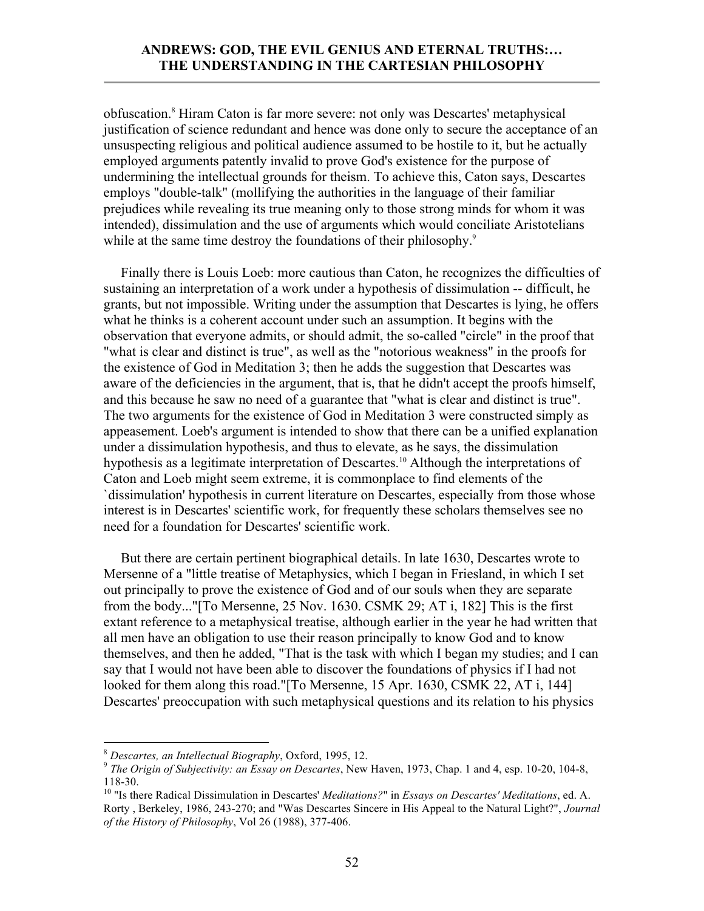obfuscation.[8] Hiram Caton is far more severe: not only was Descartes' metaphysical justification of science redundant and hence was done only to secure the acceptance of an unsuspecting religious and political audience assumed to be hostile to it, but he actually employed arguments patently invalid to prove God's existence for the purpose of undermining the intellectual grounds for theism. To achieve this, Caton says, Descartes employs "double-talk" (mollifying the authorities in the language of their familiar prejudices while revealing its true meaning only to those strong minds for whom it was intended), dissimulation and the use of arguments which would conciliate Aristotelians while at the same time destroy the foundations of their philosophy.[9]

Finally there is Louis Loeb: more cautious than Caton, he recognizes the difficulties of sustaining an interpretation of a work under a hypothesis of dissimulation -- difficult, he grants, but not impossible. Writing under the assumption that Descartes is lying, he offers what he thinks is a coherent account under such an assumption. It begins with the observation that everyone admits, or should admit, the so-called "circle" in the proof that "what is clear and distinct is true", as well as the "notorious weakness" in the proofs for the existence of God in Meditation 3; then he adds the suggestion that Descartes was aware of the deficiencies in the argument, that is, that he didn't accept the proofs himself, and this because he saw no need of a guarantee that "what is clear and distinct is true". The two arguments for the existence of God in Meditation 3 were constructed simply as appeasement. Loeb's argument is intended to show that there can be a unified explanation under a dissimulation hypothesis, and thus to elevate, as he says, the dissimulation hypothesis as a legitimate interpretation of Descartes.[10] Although the interpretations of Caton and Loeb might seem extreme, it is commonplace to find elements of the `dissimulation' hypothesis in current literature on Descartes, especially from those whose interest is in Descartes' scientific work, for frequently these scholars themselves see no need for a foundation for Descartes' scientific work.

But there are certain pertinent biographical details. In late 1630, Descartes wrote to Mersenne of a "little treatise of Metaphysics, which I began in Friesland, in which I set out principally to prove the existence of God and of our souls when they are separate from the body..."[To Mersenne, 25 Nov. 1630. CSMK 29; AT i, 182] This is the first extant reference to a metaphysical treatise, although earlier in the year he had written that all men have an obligation to use their reason principally to know God and to know themselves, and then he added, "That is the task with which I began my studies; and I can say that I would not have been able to discover the foundations of physics if I had not looked for them along this road."[To Mersenne, 15 Apr. 1630, CSMK 22, AT i, 144] Descartes' preoccupation with such metaphysical questions and its relation to his physics

---

[8] *Descartes, an Intellectual Biography*, Oxford, 1995, 12.

[9] *The Origin of Subjectivity: an Essay on Descartes*, New Haven, 1973, Chap. 1 and 4, esp. 10-20, 104-8, 118-30.

[10] "Is there Radical Dissimulation in Descartes' *Meditations?*" in *Essays on Descartes' Meditations*, ed. A. Rorty , Berkeley, 1986, 243-270; and "Was Descartes Sincere in His Appeal to the Natural Light?", *Journal of the History of Philosophy*, Vol 26 (1988), 377-406.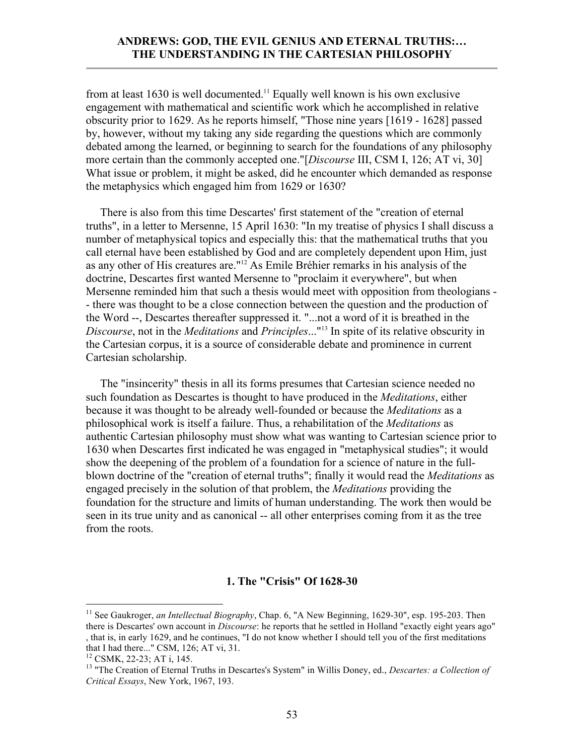from at least 1630 is well documented.[11] Equally well known is his own exclusive engagement with mathematical and scientific work which he accomplished in relative obscurity prior to 1629. As he reports himself, "Those nine years [1619 - 1628] passed by, however, without my taking any side regarding the questions which are commonly debated among the learned, or beginning to search for the foundations of any philosophy more certain than the commonly accepted one."[*Discourse* III, CSM I, 126; AT vi, 30] What issue or problem, it might be asked, did he encounter which demanded as response the metaphysics which engaged him from 1629 or 1630?

There is also from this time Descartes' first statement of the "creation of eternal truths", in a letter to Mersenne, 15 April 1630: "In my treatise of physics I shall discuss a number of metaphysical topics and especially this: that the mathematical truths that you call eternal have been established by God and are completely dependent upon Him, just as any other of His creatures are."[12] As Emile Bréhier remarks in his analysis of the doctrine, Descartes first wanted Mersenne to "proclaim it everywhere", but when Mersenne reminded him that such a thesis would meet with opposition from theologians -- there was thought to be a close connection between the question and the production of the Word --, Descartes thereafter suppressed it. "...not a word of it is breathed in the *Discourse*, not in the *Meditations* and *Principles*..."[13] In spite of its relative obscurity in the Cartesian corpus, it is a source of considerable debate and prominence in current Cartesian scholarship.

The "insincerity" thesis in all its forms presumes that Cartesian science needed no such foundation as Descartes is thought to have produced in the *Meditations*, either because it was thought to be already well-founded or because the *Meditations* as a philosophical work is itself a failure. Thus, a rehabilitation of the *Meditations* as authentic Cartesian philosophy must show what was wanting to Cartesian science prior to 1630 when Descartes first indicated he was engaged in "metaphysical studies"; it would show the deepening of the problem of a foundation for a science of nature in the full-blown doctrine of the "creation of eternal truths"; finally it would read the *Meditations* as engaged precisely in the solution of that problem, the *Meditations* providing the foundation for the structure and limits of human understanding. The work then would be seen in its true unity and as canonical -- all other enterprises coming from it as the tree from the roots.

## 1. The "Crisis" Of 1628-30

---

[11] See Gaukroger, *an Intellectual Biography*, Chap. 6, "A New Beginning, 1629-30", esp. 195-203. Then there is Descartes' own account in *Discourse*: he reports that he settled in Holland "exactly eight years ago" , that is, in early 1629, and he continues, "I do not know whether I should tell you of the first meditations that I had there..." CSM, 126; AT vi, 31.

[12] CSMK, 22-23; AT i, 145.

[13] "The Creation of Eternal Truths in Descartes's System" in Willis Doney, ed., *Descartes: a Collection of Critical Essays*, New York, 1967, 193.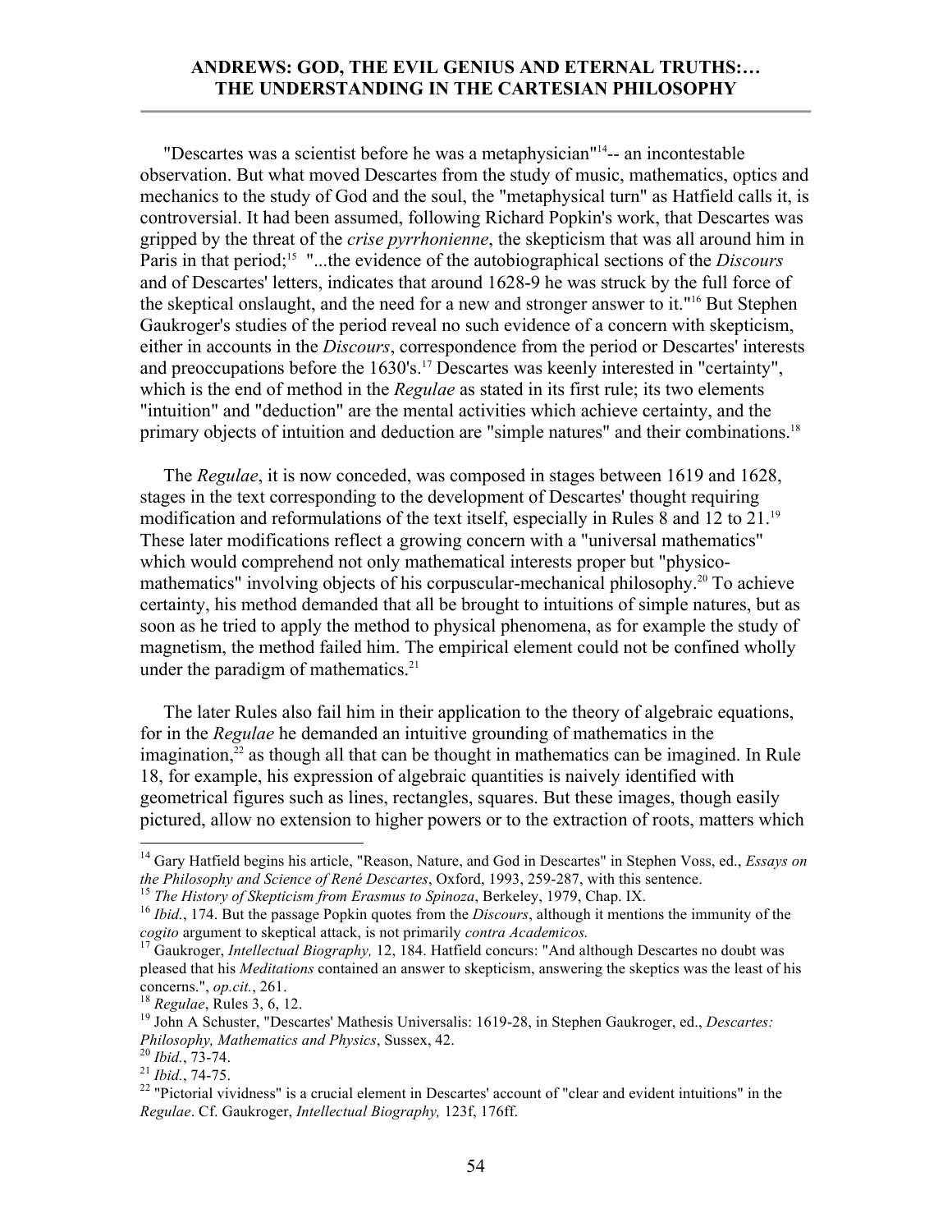"Descartes was a scientist before he was a metaphysician"[14]-- an incontestable observation. But what moved Descartes from the study of music, mathematics, optics and mechanics to the study of God and the soul, the "metaphysical turn" as Hatfield calls it, is controversial. It had been assumed, following Richard Popkin's work, that Descartes was gripped by the threat of the *crise pyrrhonienne*, the skepticism that was all around him in Paris in that period;[15] "...the evidence of the autobiographical sections of the *Discours* and of Descartes' letters, indicates that around 1628-9 he was struck by the full force of the skeptical onslaught, and the need for a new and stronger answer to it."[16] But Stephen Gaukroger's studies of the period reveal no such evidence of a concern with skepticism, either in accounts in the *Discours*, correspondence from the period or Descartes' interests and preoccupations before the 1630's.[17] Descartes was keenly interested in "certainty", which is the end of method in the *Regulae* as stated in its first rule; its two elements "intuition" and "deduction" are the mental activities which achieve certainty, and the primary objects of intuition and deduction are "simple natures" and their combinations.[18]

The *Regulae*, it is now conceded, was composed in stages between 1619 and 1628, stages in the text corresponding to the development of Descartes' thought requiring modification and reformulations of the text itself, especially in Rules 8 and 12 to 21.[19] These later modifications reflect a growing concern with a "universal mathematics" which would comprehend not only mathematical interests proper but "physico-mathematics" involving objects of his corpuscular-mechanical philosophy.[20] To achieve certainty, his method demanded that all be brought to intuitions of simple natures, but as soon as he tried to apply the method to physical phenomena, as for example the study of magnetism, the method failed him. The empirical element could not be confined wholly under the paradigm of mathematics.[21]

The later Rules also fail him in their application to the theory of algebraic equations, for in the *Regulae* he demanded an intuitive grounding of mathematics in the imagination,[22] as though all that can be thought in mathematics can be imagined. In Rule 18, for example, his expression of algebraic quantities is naively identified with geometrical figures such as lines, rectangles, squares. But these images, though easily pictured, allow no extension to higher powers or to the extraction of roots, matters which

---

[14] Gary Hatfield begins his article, "Reason, Nature, and God in Descartes" in Stephen Voss, ed., *Essays on the Philosophy and Science of René Descartes*, Oxford, 1993, 259-287, with this sentence.

[15] *The History of Skepticism from Erasmus to Spinoza*, Berkeley, 1979, Chap. IX.

[16] *Ibid.*, 174. But the passage Popkin quotes from the *Discours*, although it mentions the immunity of the *cogito* argument to skeptical attack, is not primarily *contra Academicos.*

[17] Gaukroger, *Intellectual Biography,* 12, 184. Hatfield concurs: "And although Descartes no doubt was pleased that his *Meditations* contained an answer to skepticism, answering the skeptics was the least of his concerns.", *op.cit.*, 261.

[18] *Regulae*, Rules 3, 6, 12.

[19] John A Schuster, "Descartes' Mathesis Universalis: 1619-28, in Stephen Gaukroger, ed., *Descartes: Philosophy, Mathematics and Physics*, Sussex, 42.

[20] *Ibid.*, 73-74.

[21] *Ibid.*, 74-75.

[22] "Pictorial vividness" is a crucial element in Descartes' account of "clear and evident intuitions" in the *Regulae*. Cf. Gaukroger, *Intellectual Biography,* 123f, 176ff.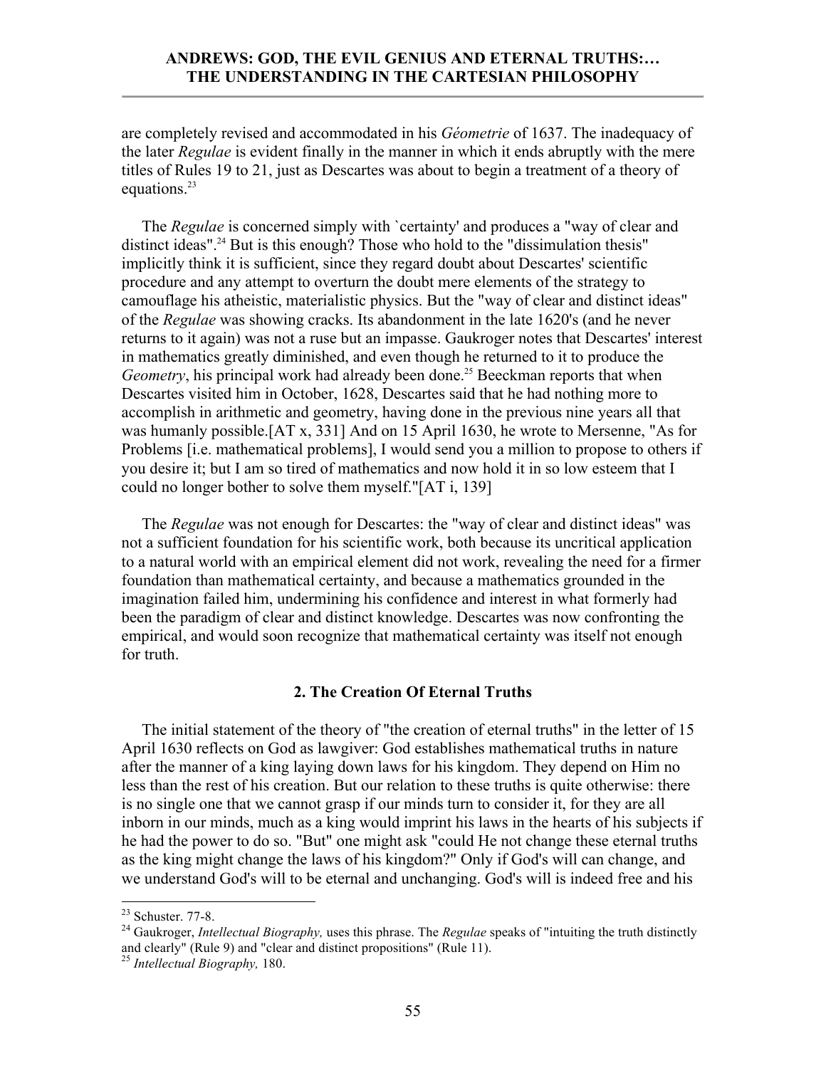are completely revised and accommodated in his *Géometrie* of 1637. The inadequacy of the later *Regulae* is evident finally in the manner in which it ends abruptly with the mere titles of Rules 19 to 21, just as Descartes was about to begin a treatment of a theory of equations.[23]

The *Regulae* is concerned simply with `certainty' and produces a "way of clear and distinct ideas".[24] But is this enough? Those who hold to the "dissimulation thesis" implicitly think it is sufficient, since they regard doubt about Descartes' scientific procedure and any attempt to overturn the doubt mere elements of the strategy to camouflage his atheistic, materialistic physics. But the "way of clear and distinct ideas" of the *Regulae* was showing cracks. Its abandonment in the late 1620's (and he never returns to it again) was not a ruse but an impasse. Gaukroger notes that Descartes' interest in mathematics greatly diminished, and even though he returned to it to produce the *Geometry*, his principal work had already been done.[25] Beeckman reports that when Descartes visited him in October, 1628, Descartes said that he had nothing more to accomplish in arithmetic and geometry, having done in the previous nine years all that was humanly possible.[AT x, 331] And on 15 April 1630, he wrote to Mersenne, "As for Problems [i.e. mathematical problems], I would send you a million to propose to others if you desire it; but I am so tired of mathematics and now hold it in so low esteem that I could no longer bother to solve them myself."[AT i, 139]

The *Regulae* was not enough for Descartes: the "way of clear and distinct ideas" was not a sufficient foundation for his scientific work, both because its uncritical application to a natural world with an empirical element did not work, revealing the need for a firmer foundation than mathematical certainty, and because a mathematics grounded in the imagination failed him, undermining his confidence and interest in what formerly had been the paradigm of clear and distinct knowledge. Descartes was now confronting the empirical, and would soon recognize that mathematical certainty was itself not enough for truth.

## 2. The Creation Of Eternal Truths

The initial statement of the theory of "the creation of eternal truths" in the letter of 15 April 1630 reflects on God as lawgiver: God establishes mathematical truths in nature after the manner of a king laying down laws for his kingdom. They depend on Him no less than the rest of his creation. But our relation to these truths is quite otherwise: there is no single one that we cannot grasp if our minds turn to consider it, for they are all inborn in our minds, much as a king would imprint his laws in the hearts of his subjects if he had the power to do so. "But" one might ask "could He not change these eternal truths as the king might change the laws of his kingdom?" Only if God's will can change, and we understand God's will to be eternal and unchanging. God's will is indeed free and his

---

[23] Schuster. 77-8.

[24] Gaukroger, *Intellectual Biography,* uses this phrase. The *Regulae* speaks of "intuiting the truth distinctly and clearly" (Rule 9) and "clear and distinct propositions" (Rule 11).

[25] *Intellectual Biography,* 180.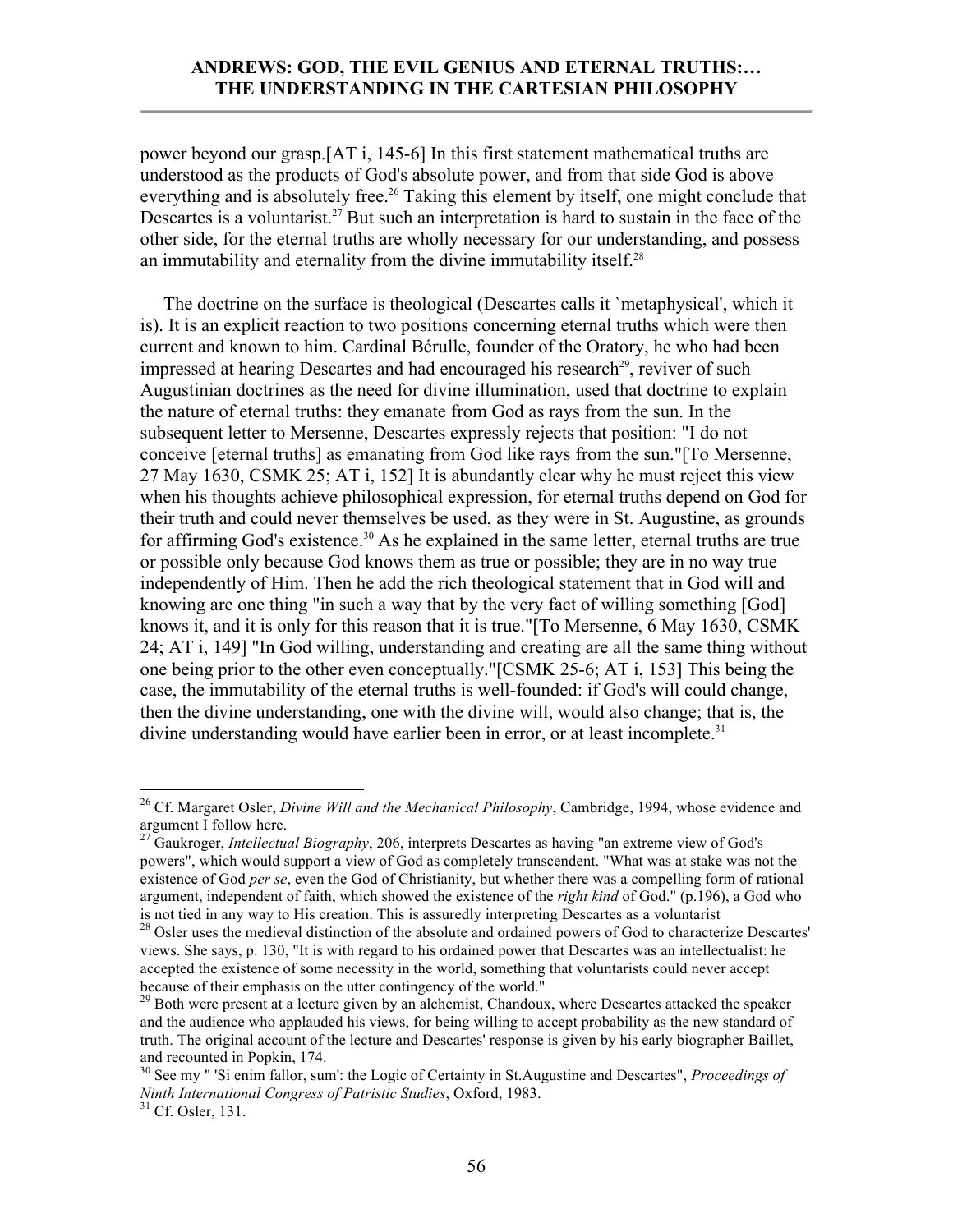power beyond our grasp.[AT i, 145-6] In this first statement mathematical truths are understood as the products of God's absolute power, and from that side God is above everything and is absolutely free.[26] Taking this element by itself, one might conclude that Descartes is a voluntarist.[27] But such an interpretation is hard to sustain in the face of the other side, for the eternal truths are wholly necessary for our understanding, and possess an immutability and eternality from the divine immutability itself.[28]

The doctrine on the surface is theological (Descartes calls it `metaphysical', which it is). It is an explicit reaction to two positions concerning eternal truths which were then current and known to him. Cardinal Bérulle, founder of the Oratory, he who had been impressed at hearing Descartes and had encouraged his research[29], reviver of such Augustinian doctrines as the need for divine illumination, used that doctrine to explain the nature of eternal truths: they emanate from God as rays from the sun. In the subsequent letter to Mersenne, Descartes expressly rejects that position: "I do not conceive [eternal truths] as emanating from God like rays from the sun."[To Mersenne, 27 May 1630, CSMK 25; AT i, 152] It is abundantly clear why he must reject this view when his thoughts achieve philosophical expression, for eternal truths depend on God for their truth and could never themselves be used, as they were in St. Augustine, as grounds for affirming God's existence.[30] As he explained in the same letter, eternal truths are true or possible only because God knows them as true or possible; they are in no way true independently of Him. Then he add the rich theological statement that in God will and knowing are one thing "in such a way that by the very fact of willing something [God] knows it, and it is only for this reason that it is true."[To Mersenne, 6 May 1630, CSMK 24; AT i, 149] "In God willing, understanding and creating are all the same thing without one being prior to the other even conceptually."[CSMK 25-6; AT i, 153] This being the case, the immutability of the eternal truths is well-founded: if God's will could change, then the divine understanding, one with the divine will, would also change; that is, the divine understanding would have earlier been in error, or at least incomplete.[31]

---

[26] Cf. Margaret Osler, *Divine Will and the Mechanical Philosophy*, Cambridge, 1994, whose evidence and argument I follow here.

[27] Gaukroger, *Intellectual Biography*, 206, interprets Descartes as having "an extreme view of God's powers", which would support a view of God as completely transcendent. "What was at stake was not the existence of God *per se*, even the God of Christianity, but whether there was a compelling form of rational argument, independent of faith, which showed the existence of the *right kind* of God." (p.196), a God who is not tied in any way to His creation. This is assuredly interpreting Descartes as a voluntarist

[28] Osler uses the medieval distinction of the absolute and ordained powers of God to characterize Descartes' views. She says, p. 130, "It is with regard to his ordained power that Descartes was an intellectualist: he accepted the existence of some necessity in the world, something that voluntarists could never accept because of their emphasis on the utter contingency of the world."

[29] Both were present at a lecture given by an alchemist, Chandoux, where Descartes attacked the speaker and the audience who applauded his views, for being willing to accept probability as the new standard of truth. The original account of the lecture and Descartes' response is given by his early biographer Baillet, and recounted in Popkin, 174.

[30] See my " 'Si enim fallor, sum': the Logic of Certainty in St.Augustine and Descartes", *Proceedings of Ninth International Congress of Patristic Studies*, Oxford, 1983.

[31] Cf. Osler, 131.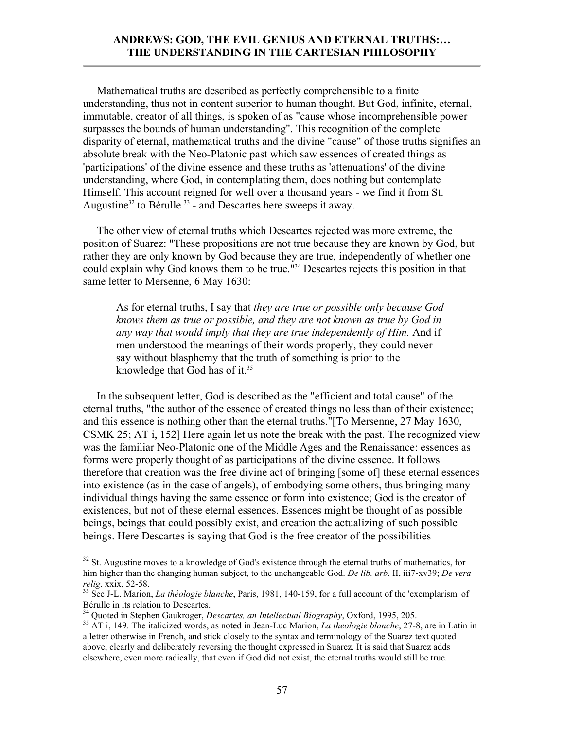Mathematical truths are described as perfectly comprehensible to a finite understanding, thus not in content superior to human thought. But God, infinite, eternal, immutable, creator of all things, is spoken of as "cause whose incomprehensible power surpasses the bounds of human understanding". This recognition of the complete disparity of eternal, mathematical truths and the divine "cause" of those truths signifies an absolute break with the Neo-Platonic past which saw essences of created things as 'participations' of the divine essence and these truths as 'attenuations' of the divine understanding, where God, in contemplating them, does nothing but contemplate Himself. This account reigned for well over a thousand years - we find it from St. Augustine[32] to Bérulle [33] - and Descartes here sweeps it away.

The other view of eternal truths which Descartes rejected was more extreme, the position of Suarez: "These propositions are not true because they are known by God, but rather they are only known by God because they are true, independently of whether one could explain why God knows them to be true."[34] Descartes rejects this position in that same letter to Mersenne, 6 May 1630:

> As for eternal truths, I say that *they are true or possible only because God knows them as true or possible, and they are not known as true by God in any way that would imply that they are true independently of Him.* And if men understood the meanings of their words properly, they could never say without blasphemy that the truth of something is prior to the knowledge that God has of it.[35]

In the subsequent letter, God is described as the "efficient and total cause" of the eternal truths, "the author of the essence of created things no less than of their existence; and this essence is nothing other than the eternal truths."[To Mersenne, 27 May 1630, CSMK 25; AT i, 152] Here again let us note the break with the past. The recognized view was the familiar Neo-Platonic one of the Middle Ages and the Renaissance: essences as forms were properly thought of as participations of the divine essence. It follows therefore that creation was the free divine act of bringing [some of] these eternal essences into existence (as in the case of angels), of embodying some others, thus bringing many individual things having the same essence or form into existence; God is the creator of existences, but not of these eternal essences. Essences might be thought of as possible beings, beings that could possibly exist, and creation the actualizing of such possible beings. Here Descartes is saying that God is the free creator of the possibilities

---

[32] St. Augustine moves to a knowledge of God's existence through the eternal truths of mathematics, for him higher than the changing human subject, to the unchangeable God. *De lib. arb*. II, iii7-xv39; *De vera relig*. xxix, 52-58.

[33] See J-L. Marion, *La théologie blanche*, Paris, 1981, 140-159, for a full account of the 'exemplarism' of Bérulle in its relation to Descartes.

[34] Quoted in Stephen Gaukroger, *Descartes, an Intellectual Biography*, Oxford, 1995, 205.

[35] AT i, 149. The italicized words, as noted in Jean-Luc Marion, *La theologie blanche*, 27-8, are in Latin in a letter otherwise in French, and stick closely to the syntax and terminology of the Suarez text quoted above, clearly and deliberately reversing the thought expressed in Suarez. It is said that Suarez adds elsewhere, even more radically, that even if God did not exist, the eternal truths would still be true.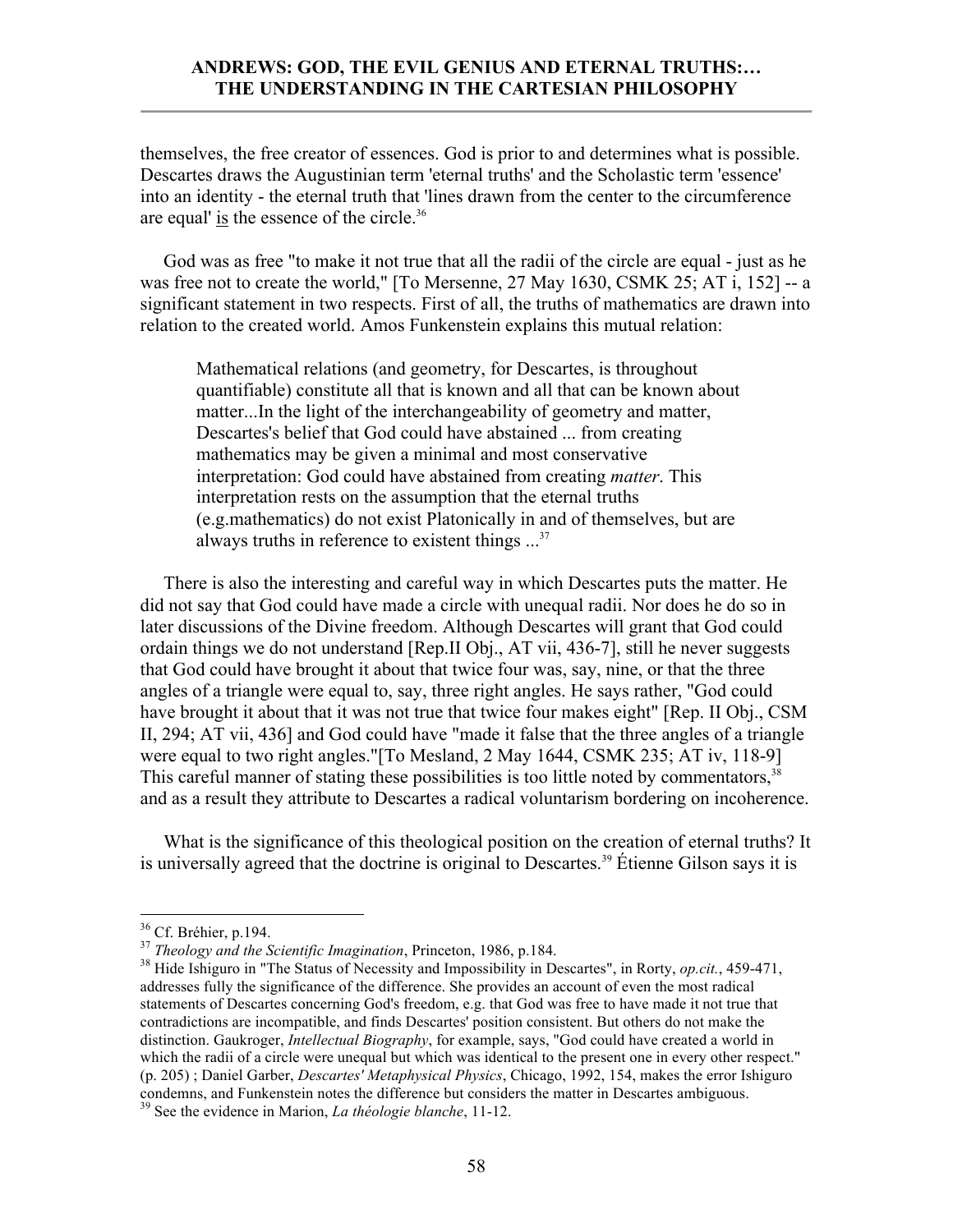themselves, the free creator of essences. God is prior to and determines what is possible. Descartes draws the Augustinian term 'eternal truths' and the Scholastic term 'essence' into an identity - the eternal truth that 'lines drawn from the center to the circumference are equal' <u>is</u> the essence of the circle.[36]

God was as free "to make it not true that all the radii of the circle are equal - just as he was free not to create the world," [To Mersenne, 27 May 1630, CSMK 25; AT i, 152] -- a significant statement in two respects. First of all, the truths of mathematics are drawn into relation to the created world. Amos Funkenstein explains this mutual relation:

> Mathematical relations (and geometry, for Descartes, is throughout quantifiable) constitute all that is known and all that can be known about matter...In the light of the interchangeability of geometry and matter, Descartes's belief that God could have abstained ... from creating mathematics may be given a minimal and most conservative interpretation: God could have abstained from creating *matter*. This interpretation rests on the assumption that the eternal truths (e.g.mathematics) do not exist Platonically in and of themselves, but are always truths in reference to existent things ...[37]

There is also the interesting and careful way in which Descartes puts the matter. He did not say that God could have made a circle with unequal radii. Nor does he do so in later discussions of the Divine freedom. Although Descartes will grant that God could ordain things we do not understand [Rep.II Obj., AT vii, 436-7], still he never suggests that God could have brought it about that twice four was, say, nine, or that the three angles of a triangle were equal to, say, three right angles. He says rather, "God could have brought it about that it was not true that twice four makes eight" [Rep. II Obj., CSM II, 294; AT vii, 436] and God could have "made it false that the three angles of a triangle were equal to two right angles."[To Mesland, 2 May 1644, CSMK 235; AT iv, 118-9] This careful manner of stating these possibilities is too little noted by commentators,[38] and as a result they attribute to Descartes a radical voluntarism bordering on incoherence.

What is the significance of this theological position on the creation of eternal truths? It is universally agreed that the doctrine is original to Descartes.[39] Étienne Gilson says it is

---

[36] Cf. Bréhier, p.194.

[37] *Theology and the Scientific Imagination*, Princeton, 1986, p.184.

[38] Hide Ishiguro in "The Status of Necessity and Impossibility in Descartes", in Rorty, *op.cit.*, 459-471, addresses fully the significance of the difference. She provides an account of even the most radical statements of Descartes concerning God's freedom, e.g. that God was free to have made it not true that contradictions are incompatible, and finds Descartes' position consistent. But others do not make the distinction. Gaukroger, *Intellectual Biography*, for example, says, "God could have created a world in which the radii of a circle were unequal but which was identical to the present one in every other respect." (p. 205) ; Daniel Garber, *Descartes' Metaphysical Physics*, Chicago, 1992, 154, makes the error Ishiguro condemns, and Funkenstein notes the difference but considers the matter in Descartes ambiguous.

[39] See the evidence in Marion, *La théologie blanche*, 11-12.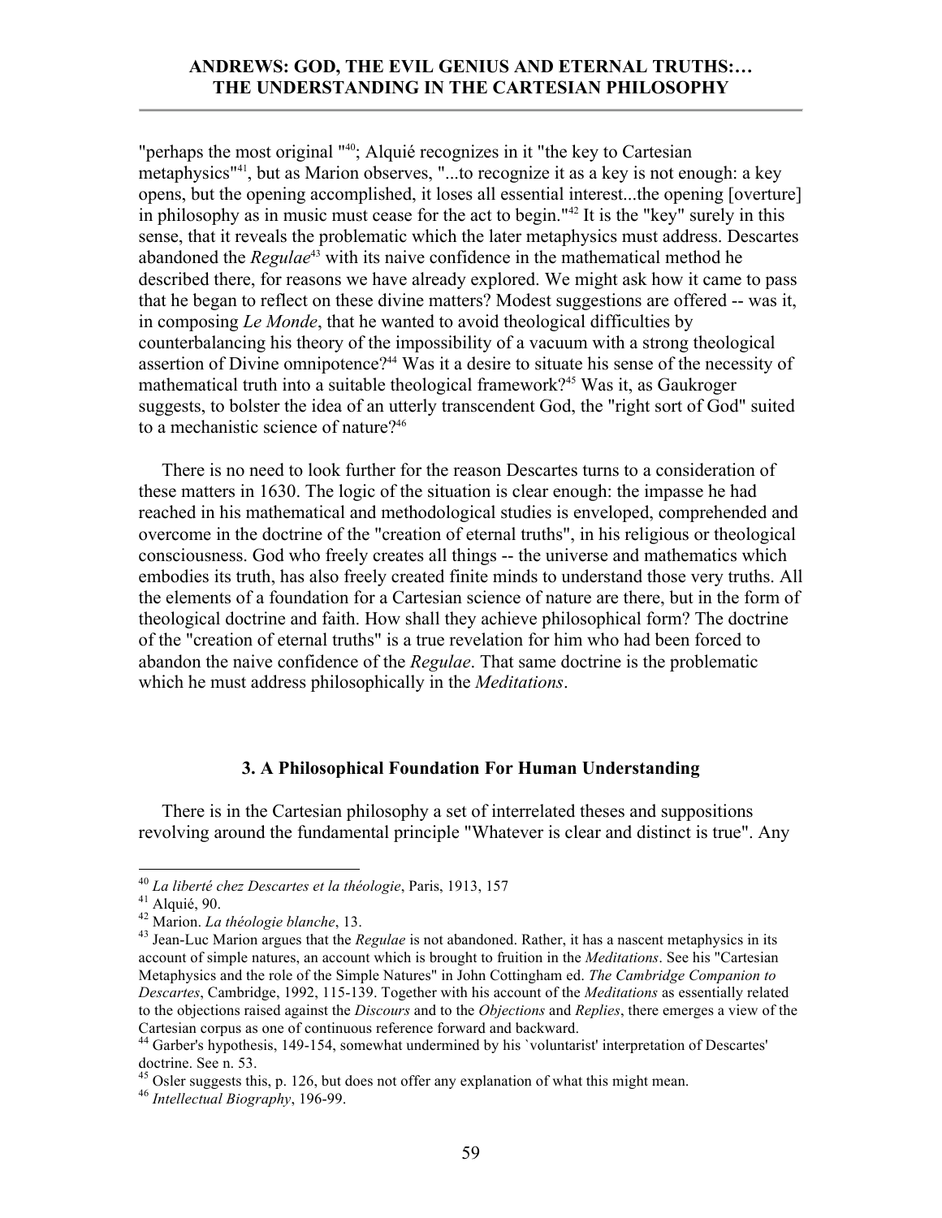"perhaps the most original "[40]; Alquié recognizes in it "the key to Cartesian metaphysics"[41], but as Marion observes, "...to recognize it as a key is not enough: a key opens, but the opening accomplished, it loses all essential interest...the opening [overture] in philosophy as in music must cease for the act to begin."[42] It is the "key" surely in this sense, that it reveals the problematic which the later metaphysics must address. Descartes abandoned the *Regulae*[43] with its naive confidence in the mathematical method he described there, for reasons we have already explored. We might ask how it came to pass that he began to reflect on these divine matters? Modest suggestions are offered -- was it, in composing *Le Monde*, that he wanted to avoid theological difficulties by counterbalancing his theory of the impossibility of a vacuum with a strong theological assertion of Divine omnipotence?[44] Was it a desire to situate his sense of the necessity of mathematical truth into a suitable theological framework?[45] Was it, as Gaukroger suggests, to bolster the idea of an utterly transcendent God, the "right sort of God" suited to a mechanistic science of nature?[46]

There is no need to look further for the reason Descartes turns to a consideration of these matters in 1630. The logic of the situation is clear enough: the impasse he had reached in his mathematical and methodological studies is enveloped, comprehended and overcome in the doctrine of the "creation of eternal truths", in his religious or theological consciousness. God who freely creates all things -- the universe and mathematics which embodies its truth, has also freely created finite minds to understand those very truths. All the elements of a foundation for a Cartesian science of nature are there, but in the form of theological doctrine and faith. How shall they achieve philosophical form? The doctrine of the "creation of eternal truths" is a true revelation for him who had been forced to abandon the naive confidence of the *Regulae*. That same doctrine is the problematic which he must address philosophically in the *Meditations*.

### 3. A Philosophical Foundation For Human Understanding

There is in the Cartesian philosophy a set of interrelated theses and suppositions revolving around the fundamental principle "Whatever is clear and distinct is true". Any

---

[40] *La liberté chez Descartes et la théologie*, Paris, 1913, 157

[41] Alquié, 90.

[42] Marion. *La théologie blanche*, 13.

[43] Jean-Luc Marion argues that the *Regulae* is not abandoned. Rather, it has a nascent metaphysics in its account of simple natures, an account which is brought to fruition in the *Meditations*. See his "Cartesian Metaphysics and the role of the Simple Natures" in John Cottingham ed. *The Cambridge Companion to Descartes*, Cambridge, 1992, 115-139. Together with his account of the *Meditations* as essentially related to the objections raised against the *Discours* and to the *Objections* and *Replies*, there emerges a view of the Cartesian corpus as one of continuous reference forward and backward.

[44] Garber's hypothesis, 149-154, somewhat undermined by his `voluntarist' interpretation of Descartes' doctrine. See n. 53.

[45] Osler suggests this, p. 126, but does not offer any explanation of what this might mean.

[46] *Intellectual Biography*, 196-99.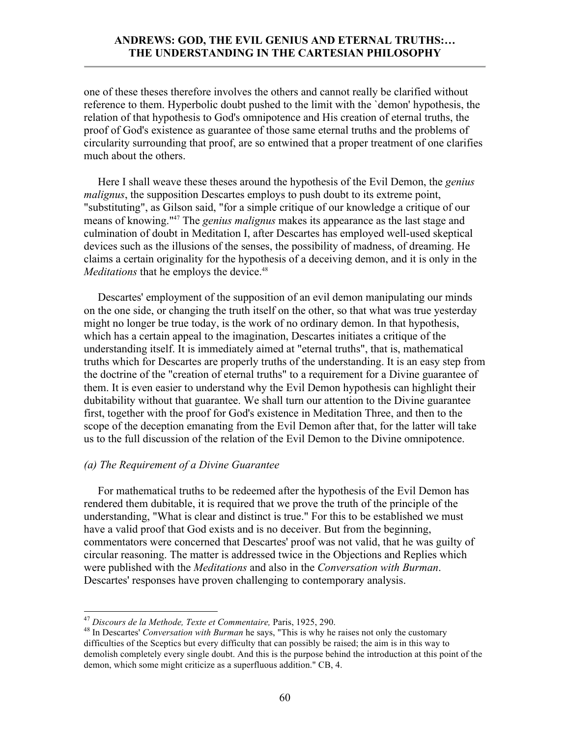one of these theses therefore involves the others and cannot really be clarified without reference to them. Hyperbolic doubt pushed to the limit with the `demon' hypothesis, the relation of that hypothesis to God's omnipotence and His creation of eternal truths, the proof of God's existence as guarantee of those same eternal truths and the problems of circularity surrounding that proof, are so entwined that a proper treatment of one clarifies much about the others.

Here I shall weave these theses around the hypothesis of the Evil Demon, the *genius malignus*, the supposition Descartes employs to push doubt to its extreme point, "substituting", as Gilson said, "for a simple critique of our knowledge a critique of our means of knowing."[47] The *genius malignus* makes its appearance as the last stage and culmination of doubt in Meditation I, after Descartes has employed well-used skeptical devices such as the illusions of the senses, the possibility of madness, of dreaming. He claims a certain originality for the hypothesis of a deceiving demon, and it is only in the *Meditations* that he employs the device.[48]

Descartes' employment of the supposition of an evil demon manipulating our minds on the one side, or changing the truth itself on the other, so that what was true yesterday might no longer be true today, is the work of no ordinary demon. In that hypothesis, which has a certain appeal to the imagination, Descartes initiates a critique of the understanding itself. It is immediately aimed at "eternal truths", that is, mathematical truths which for Descartes are properly truths of the understanding. It is an easy step from the doctrine of the "creation of eternal truths" to a requirement for a Divine guarantee of them. It is even easier to understand why the Evil Demon hypothesis can highlight their dubitability without that guarantee. We shall turn our attention to the Divine guarantee first, together with the proof for God's existence in Meditation Three, and then to the scope of the deception emanating from the Evil Demon after that, for the latter will take us to the full discussion of the relation of the Evil Demon to the Divine omnipotence.

### *(a) The Requirement of a Divine Guarantee*

For mathematical truths to be redeemed after the hypothesis of the Evil Demon has rendered them dubitable, it is required that we prove the truth of the principle of the understanding, "What is clear and distinct is true." For this to be established we must have a valid proof that God exists and is no deceiver. But from the beginning, commentators were concerned that Descartes' proof was not valid, that he was guilty of circular reasoning. The matter is addressed twice in the Objections and Replies which were published with the *Meditations* and also in the *Conversation with Burman*. Descartes' responses have proven challenging to contemporary analysis.

---

[47] *Discours de la Methode, Texte et Commentaire,* Paris, 1925, 290.

[48] In Descartes' *Conversation with Burman* he says, "This is why he raises not only the customary difficulties of the Sceptics but every difficulty that can possibly be raised; the aim is in this way to demolish completely every single doubt. And this is the purpose behind the introduction at this point of the demon, which some might criticize as a superfluous addition." CB, 4.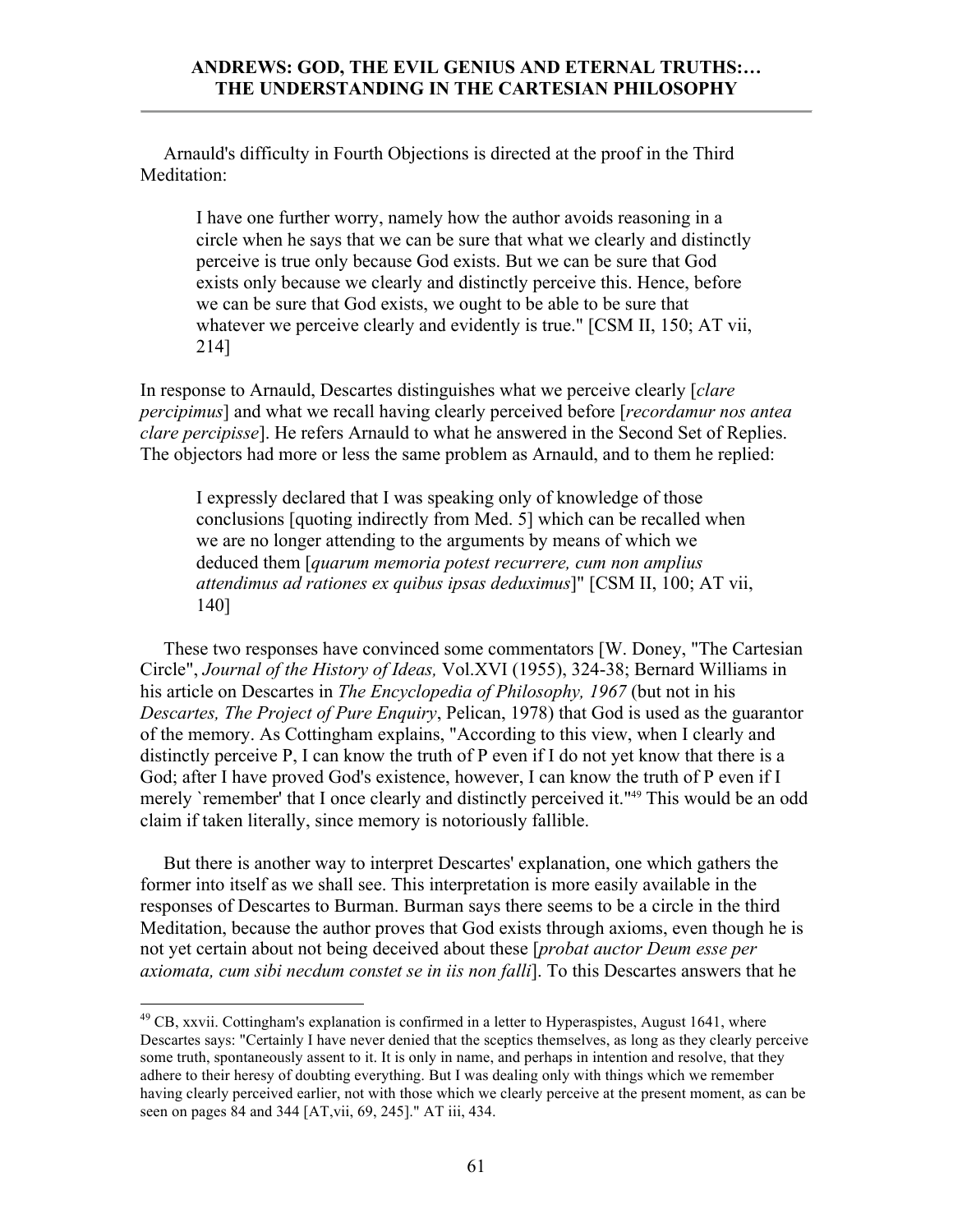Arnauld's difficulty in Fourth Objections is directed at the proof in the Third Meditation:

> I have one further worry, namely how the author avoids reasoning in a circle when he says that we can be sure that what we clearly and distinctly perceive is true only because God exists. But we can be sure that God exists only because we clearly and distinctly perceive this. Hence, before we can be sure that God exists, we ought to be able to be sure that whatever we perceive clearly and evidently is true." [CSM II, 150; AT vii, 214]

In response to Arnauld, Descartes distinguishes what we perceive clearly [*clare percipimus*] and what we recall having clearly perceived before [*recordamur nos antea clare percipisse*]. He refers Arnauld to what he answered in the Second Set of Replies. The objectors had more or less the same problem as Arnauld, and to them he replied:

> I expressly declared that I was speaking only of knowledge of those conclusions [quoting indirectly from Med. 5] which can be recalled when we are no longer attending to the arguments by means of which we deduced them [*quarum memoria potest recurrere, cum non amplius attendimus ad rationes ex quibus ipsas deduximus*]" [CSM II, 100; AT vii, 140]

These two responses have convinced some commentators [W. Doney, "The Cartesian Circle", *Journal of the History of Ideas,* Vol.XVI (1955), 324-38; Bernard Williams in his article on Descartes in *The Encyclopedia of Philosophy, 1967* (but not in his *Descartes, The Project of Pure Enquiry*, Pelican, 1978) that God is used as the guarantor of the memory. As Cottingham explains, "According to this view, when I clearly and distinctly perceive P, I can know the truth of P even if I do not yet know that there is a God; after I have proved God's existence, however, I can know the truth of P even if I merely `remember' that I once clearly and distinctly perceived it."[49] This would be an odd claim if taken literally, since memory is notoriously fallible.

But there is another way to interpret Descartes' explanation, one which gathers the former into itself as we shall see. This interpretation is more easily available in the responses of Descartes to Burman. Burman says there seems to be a circle in the third Meditation, because the author proves that God exists through axioms, even though he is not yet certain about not being deceived about these [*probat auctor Deum esse per axiomata, cum sibi necdum constet se in iis non falli*]. To this Descartes answers that he

---

[49] CB, xxvii. Cottingham's explanation is confirmed in a letter to Hyperaspistes, August 1641, where Descartes says: "Certainly I have never denied that the sceptics themselves, as long as they clearly perceive some truth, spontaneously assent to it. It is only in name, and perhaps in intention and resolve, that they adhere to their heresy of doubting everything. But I was dealing only with things which we remember having clearly perceived earlier, not with those which we clearly perceive at the present moment, as can be seen on pages 84 and 344 [AT,vii, 69, 245]." AT iii, 434.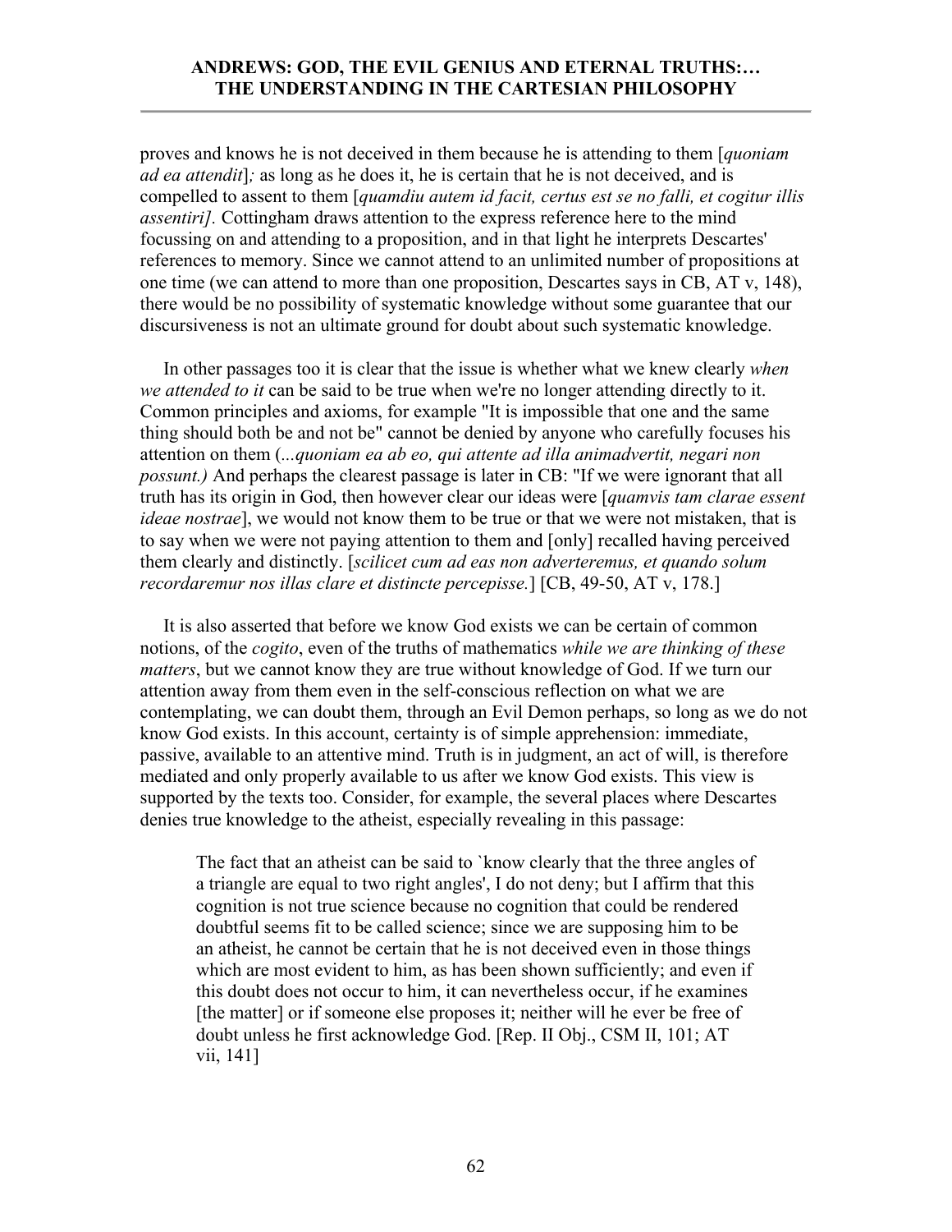proves and knows he is not deceived in them because he is attending to them [*quoniam ad ea attendit*]*;* as long as he does it, he is certain that he is not deceived, and is compelled to assent to them [*quamdiu autem id facit, certus est se no falli, et cogitur illis assentiri].* Cottingham draws attention to the express reference here to the mind focussing on and attending to a proposition, and in that light he interprets Descartes' references to memory. Since we cannot attend to an unlimited number of propositions at one time (we can attend to more than one proposition, Descartes says in CB, AT v, 148), there would be no possibility of systematic knowledge without some guarantee that our discursiveness is not an ultimate ground for doubt about such systematic knowledge.

In other passages too it is clear that the issue is whether what we knew clearly *when we attended to it* can be said to be true when we're no longer attending directly to it. Common principles and axioms, for example "It is impossible that one and the same thing should both be and not be" cannot be denied by anyone who carefully focuses his attention on them (*...quoniam ea ab eo, qui attente ad illa animadvertit, negari non possunt.)* And perhaps the clearest passage is later in CB: "If we were ignorant that all truth has its origin in God, then however clear our ideas were [*quamvis tam clarae essent ideae nostrae*], we would not know them to be true or that we were not mistaken, that is to say when we were not paying attention to them and [only] recalled having perceived them clearly and distinctly. [*scilicet cum ad eas non adverteremus, et quando solum recordaremur nos illas clare et distincte percepisse.*] [CB, 49-50, AT v, 178.]

It is also asserted that before we know God exists we can be certain of common notions, of the *cogito*, even of the truths of mathematics *while we are thinking of these matters*, but we cannot know they are true without knowledge of God. If we turn our attention away from them even in the self-conscious reflection on what we are contemplating, we can doubt them, through an Evil Demon perhaps, so long as we do not know God exists. In this account, certainty is of simple apprehension: immediate, passive, available to an attentive mind. Truth is in judgment, an act of will, is therefore mediated and only properly available to us after we know God exists. This view is supported by the texts too. Consider, for example, the several places where Descartes denies true knowledge to the atheist, especially revealing in this passage:

> The fact that an atheist can be said to `know clearly that the three angles of a triangle are equal to two right angles', I do not deny; but I affirm that this cognition is not true science because no cognition that could be rendered doubtful seems fit to be called science; since we are supposing him to be an atheist, he cannot be certain that he is not deceived even in those things which are most evident to him, as has been shown sufficiently; and even if this doubt does not occur to him, it can nevertheless occur, if he examines [the matter] or if someone else proposes it; neither will he ever be free of doubt unless he first acknowledge God. [Rep. II Obj., CSM II, 101; AT vii, 141]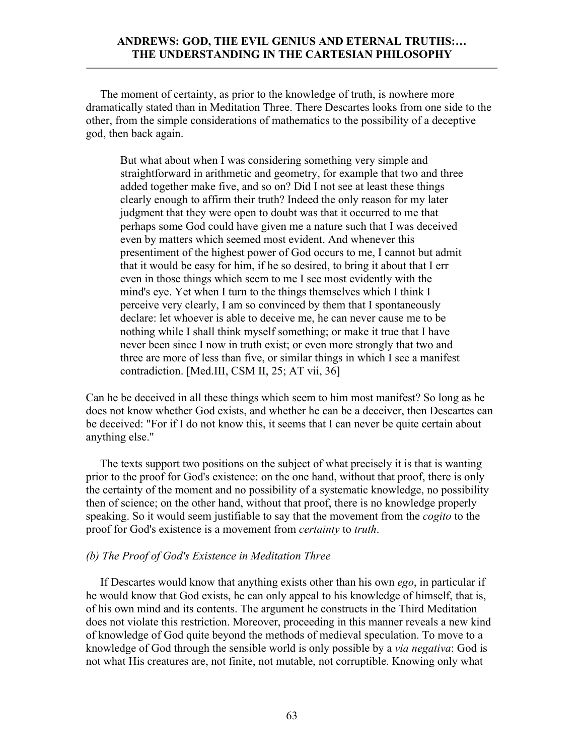The moment of certainty, as prior to the knowledge of truth, is nowhere more dramatically stated than in Meditation Three. There Descartes looks from one side to the other, from the simple considerations of mathematics to the possibility of a deceptive god, then back again.

> But what about when I was considering something very simple and straightforward in arithmetic and geometry, for example that two and three added together make five, and so on? Did I not see at least these things clearly enough to affirm their truth? Indeed the only reason for my later judgment that they were open to doubt was that it occurred to me that perhaps some God could have given me a nature such that I was deceived even by matters which seemed most evident. And whenever this presentiment of the highest power of God occurs to me, I cannot but admit that it would be easy for him, if he so desired, to bring it about that I err even in those things which seem to me I see most evidently with the mind's eye. Yet when I turn to the things themselves which I think I perceive very clearly, I am so convinced by them that I spontaneously declare: let whoever is able to deceive me, he can never cause me to be nothing while I shall think myself something; or make it true that I have never been since I now in truth exist; or even more strongly that two and three are more of less than five, or similar things in which I see a manifest contradiction. [Med.III, CSM II, 25; AT vii, 36]

Can he be deceived in all these things which seem to him most manifest? So long as he does not know whether God exists, and whether he can be a deceiver, then Descartes can be deceived: "For if I do not know this, it seems that I can never be quite certain about anything else."

The texts support two positions on the subject of what precisely it is that is wanting prior to the proof for God's existence: on the one hand, without that proof, there is only the certainty of the moment and no possibility of a systematic knowledge, no possibility then of science; on the other hand, without that proof, there is no knowledge properly speaking. So it would seem justifiable to say that the movement from the *cogito* to the proof for God's existence is a movement from *certainty* to *truth*.

### *(b) The Proof of God's Existence in Meditation Three*

If Descartes would know that anything exists other than his own *ego*, in particular if he would know that God exists, he can only appeal to his knowledge of himself, that is, of his own mind and its contents. The argument he constructs in the Third Meditation does not violate this restriction. Moreover, proceeding in this manner reveals a new kind of knowledge of God quite beyond the methods of medieval speculation. To move to a knowledge of God through the sensible world is only possible by a *via negativa*: God is not what His creatures are, not finite, not mutable, not corruptible. Knowing only what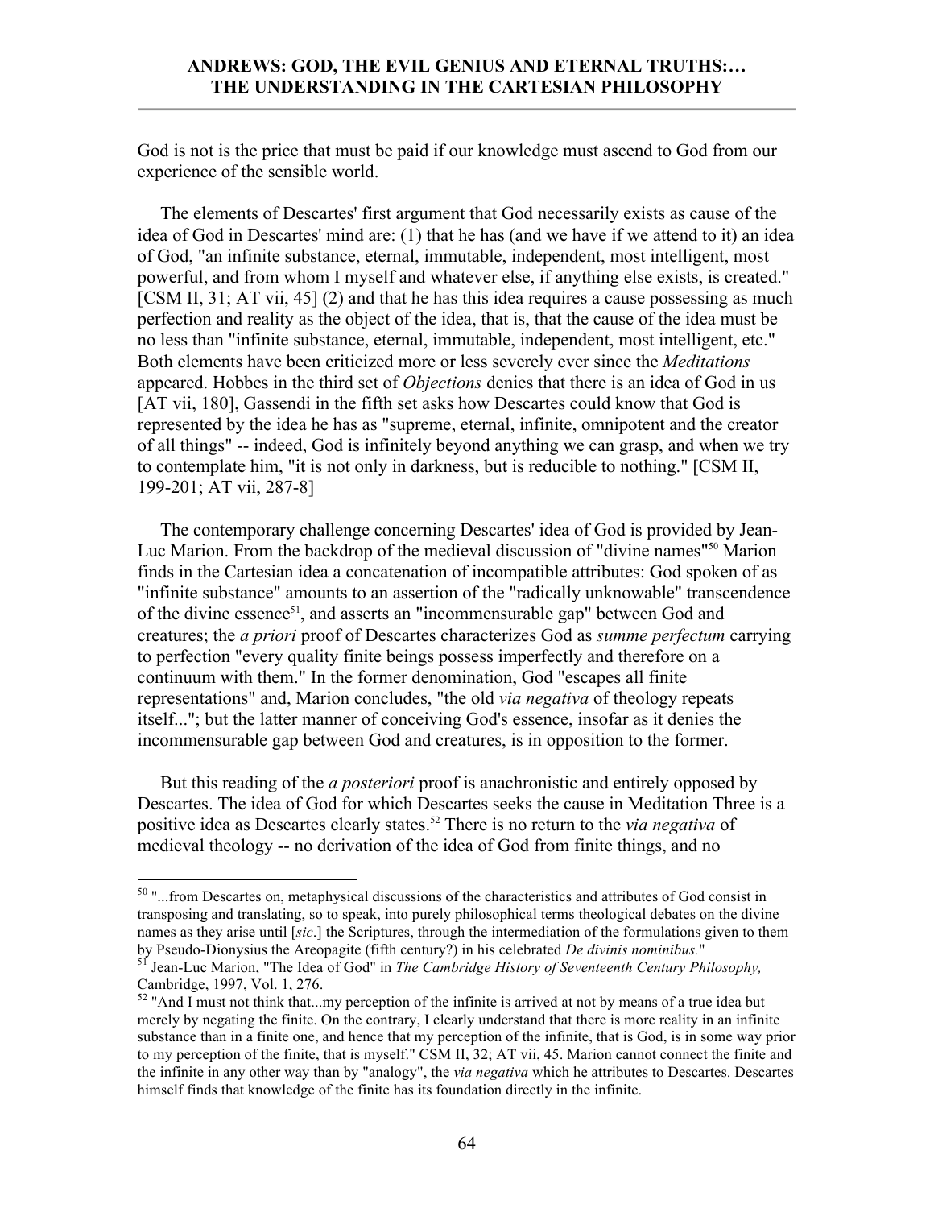God is not is the price that must be paid if our knowledge must ascend to God from our experience of the sensible world.

The elements of Descartes' first argument that God necessarily exists as cause of the idea of God in Descartes' mind are: (1) that he has (and we have if we attend to it) an idea of God, "an infinite substance, eternal, immutable, independent, most intelligent, most powerful, and from whom I myself and whatever else, if anything else exists, is created." [CSM II, 31; AT vii, 45] (2) and that he has this idea requires a cause possessing as much perfection and reality as the object of the idea, that is, that the cause of the idea must be no less than "infinite substance, eternal, immutable, independent, most intelligent, etc." Both elements have been criticized more or less severely ever since the *Meditations* appeared. Hobbes in the third set of *Objections* denies that there is an idea of God in us [AT vii, 180], Gassendi in the fifth set asks how Descartes could know that God is represented by the idea he has as "supreme, eternal, infinite, omnipotent and the creator of all things" -- indeed, God is infinitely beyond anything we can grasp, and when we try to contemplate him, "it is not only in darkness, but is reducible to nothing." [CSM II, 199-201; AT vii, 287-8]

The contemporary challenge concerning Descartes' idea of God is provided by Jean-Luc Marion. From the backdrop of the medieval discussion of "divine names"[50] Marion finds in the Cartesian idea a concatenation of incompatible attributes: God spoken of as "infinite substance" amounts to an assertion of the "radically unknowable" transcendence of the divine essence[51], and asserts an "incommensurable gap" between God and creatures; the *a priori* proof of Descartes characterizes God as *summe perfectum* carrying to perfection "every quality finite beings possess imperfectly and therefore on a continuum with them." In the former denomination, God "escapes all finite representations" and, Marion concludes, "the old *via negativa* of theology repeats itself..."; but the latter manner of conceiving God's essence, insofar as it denies the incommensurable gap between God and creatures, is in opposition to the former.

But this reading of the *a posteriori* proof is anachronistic and entirely opposed by Descartes. The idea of God for which Descartes seeks the cause in Meditation Three is a positive idea as Descartes clearly states.[52] There is no return to the *via negativa* of medieval theology -- no derivation of the idea of God from finite things, and no

---

[50] "...from Descartes on, metaphysical discussions of the characteristics and attributes of God consist in transposing and translating, so to speak, into purely philosophical terms theological debates on the divine names as they arise until [*sic*.] the Scriptures, through the intermediation of the formulations given to them by Pseudo-Dionysius the Areopagite (fifth century?) in his celebrated *De divinis nominibus.*"

[51] Jean-Luc Marion, "The Idea of God" in *The Cambridge History of Seventeenth Century Philosophy,* Cambridge, 1997, Vol. 1, 276.

[52] "And I must not think that...my perception of the infinite is arrived at not by means of a true idea but merely by negating the finite. On the contrary, I clearly understand that there is more reality in an infinite substance than in a finite one, and hence that my perception of the infinite, that is God, is in some way prior to my perception of the finite, that is myself." CSM II, 32; AT vii, 45. Marion cannot connect the finite and the infinite in any other way than by "analogy", the *via negativa* which he attributes to Descartes. Descartes himself finds that knowledge of the finite has its foundation directly in the infinite.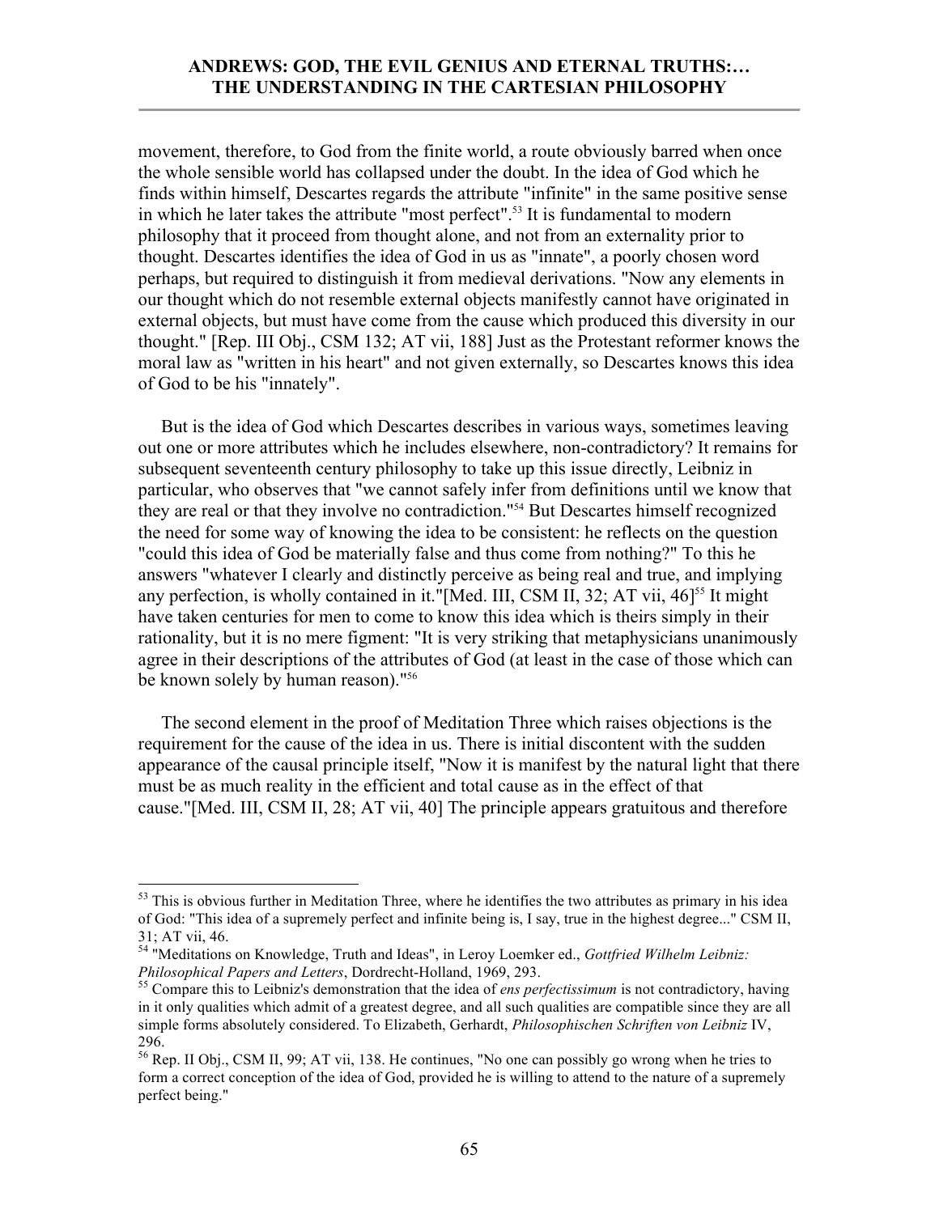movement, therefore, to God from the finite world, a route obviously barred when once the whole sensible world has collapsed under the doubt. In the idea of God which he finds within himself, Descartes regards the attribute "infinite" in the same positive sense in which he later takes the attribute "most perfect".[53] It is fundamental to modern philosophy that it proceed from thought alone, and not from an externality prior to thought. Descartes identifies the idea of God in us as "innate", a poorly chosen word perhaps, but required to distinguish it from medieval derivations. "Now any elements in our thought which do not resemble external objects manifestly cannot have originated in external objects, but must have come from the cause which produced this diversity in our thought." [Rep. III Obj., CSM 132; AT vii, 188] Just as the Protestant reformer knows the moral law as "written in his heart" and not given externally, so Descartes knows this idea of God to be his "innately".

But is the idea of God which Descartes describes in various ways, sometimes leaving out one or more attributes which he includes elsewhere, non-contradictory? It remains for subsequent seventeenth century philosophy to take up this issue directly, Leibniz in particular, who observes that "we cannot safely infer from definitions until we know that they are real or that they involve no contradiction."[54] But Descartes himself recognized the need for some way of knowing the idea to be consistent: he reflects on the question "could this idea of God be materially false and thus come from nothing?" To this he answers "whatever I clearly and distinctly perceive as being real and true, and implying any perfection, is wholly contained in it."[Med. III, CSM II, 32; AT vii, 46][55] It might have taken centuries for men to come to know this idea which is theirs simply in their rationality, but it is no mere figment: "It is very striking that metaphysicians unanimously agree in their descriptions of the attributes of God (at least in the case of those which can be known solely by human reason)."[56]

The second element in the proof of Meditation Three which raises objections is the requirement for the cause of the idea in us. There is initial discontent with the sudden appearance of the causal principle itself, "Now it is manifest by the natural light that there must be as much reality in the efficient and total cause as in the effect of that cause."[Med. III, CSM II, 28; AT vii, 40] The principle appears gratuitous and therefore

---

[53] This is obvious further in Meditation Three, where he identifies the two attributes as primary in his idea of God: "This idea of a supremely perfect and infinite being is, I say, true in the highest degree..." CSM II, 31; AT vii, 46.

[54] "Meditations on Knowledge, Truth and Ideas", in Leroy Loemker ed., *Gottfried Wilhelm Leibniz: Philosophical Papers and Letters*, Dordrecht-Holland, 1969, 293.

[55] Compare this to Leibniz's demonstration that the idea of *ens perfectissimum* is not contradictory, having in it only qualities which admit of a greatest degree, and all such qualities are compatible since they are all simple forms absolutely considered. To Elizabeth, Gerhardt, *Philosophischen Schriften von Leibniz* IV, 296.

[56] Rep. II Obj., CSM II, 99; AT vii, 138. He continues, "No one can possibly go wrong when he tries to form a correct conception of the idea of God, provided he is willing to attend to the nature of a supremely perfect being."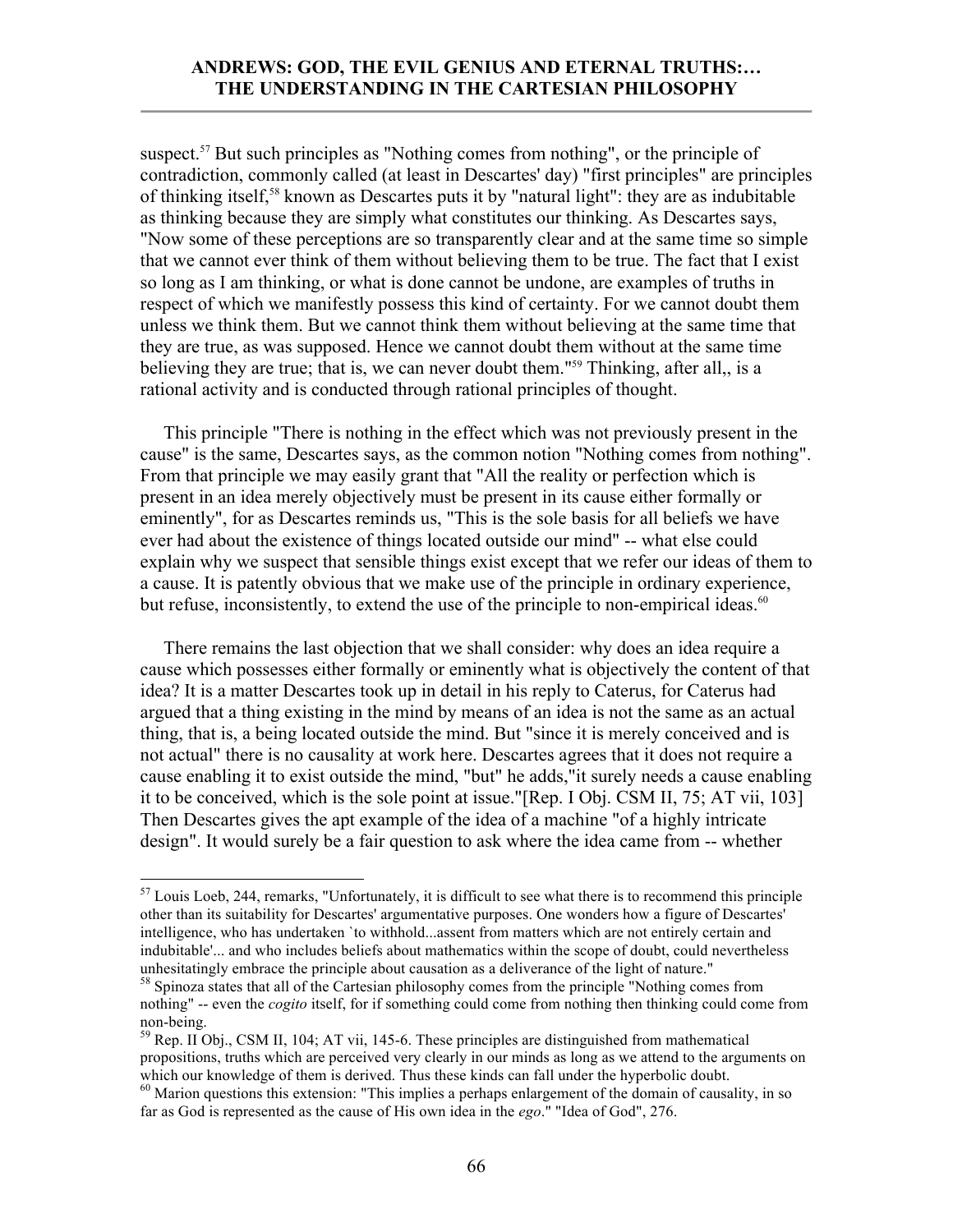suspect.[57] But such principles as "Nothing comes from nothing", or the principle of contradiction, commonly called (at least in Descartes' day) "first principles" are principles of thinking itself,[58] known as Descartes puts it by "natural light": they are as indubitable as thinking because they are simply what constitutes our thinking. As Descartes says, "Now some of these perceptions are so transparently clear and at the same time so simple that we cannot ever think of them without believing them to be true. The fact that I exist so long as I am thinking, or what is done cannot be undone, are examples of truths in respect of which we manifestly possess this kind of certainty. For we cannot doubt them unless we think them. But we cannot think them without believing at the same time that they are true, as was supposed. Hence we cannot doubt them without at the same time believing they are true; that is, we can never doubt them."[59] Thinking, after all,, is a rational activity and is conducted through rational principles of thought.

This principle "There is nothing in the effect which was not previously present in the cause" is the same, Descartes says, as the common notion "Nothing comes from nothing". From that principle we may easily grant that "All the reality or perfection which is present in an idea merely objectively must be present in its cause either formally or eminently", for as Descartes reminds us, "This is the sole basis for all beliefs we have ever had about the existence of things located outside our mind" -- what else could explain why we suspect that sensible things exist except that we refer our ideas of them to a cause. It is patently obvious that we make use of the principle in ordinary experience, but refuse, inconsistently, to extend the use of the principle to non-empirical ideas.[60]

There remains the last objection that we shall consider: why does an idea require a cause which possesses either formally or eminently what is objectively the content of that idea? It is a matter Descartes took up in detail in his reply to Caterus, for Caterus had argued that a thing existing in the mind by means of an idea is not the same as an actual thing, that is, a being located outside the mind. But "since it is merely conceived and is not actual" there is no causality at work here. Descartes agrees that it does not require a cause enabling it to exist outside the mind, "but" he adds,"it surely needs a cause enabling it to be conceived, which is the sole point at issue."[Rep. I Obj. CSM II, 75; AT vii, 103] Then Descartes gives the apt example of the idea of a machine "of a highly intricate design". It would surely be a fair question to ask where the idea came from -- whether

---

[57] Louis Loeb, 244, remarks, "Unfortunately, it is difficult to see what there is to recommend this principle other than its suitability for Descartes' argumentative purposes. One wonders how a figure of Descartes' intelligence, who has undertaken `to withhold...assent from matters which are not entirely certain and indubitable'... and who includes beliefs about mathematics within the scope of doubt, could nevertheless unhesitatingly embrace the principle about causation as a deliverance of the light of nature."

[58] Spinoza states that all of the Cartesian philosophy comes from the principle "Nothing comes from nothing" -- even the *cogito* itself, for if something could come from nothing then thinking could come from non-being.

[59] Rep. II Obj., CSM II, 104; AT vii, 145-6. These principles are distinguished from mathematical propositions, truths which are perceived very clearly in our minds as long as we attend to the arguments on which our knowledge of them is derived. Thus these kinds can fall under the hyperbolic doubt.

[60] Marion questions this extension: "This implies a perhaps enlargement of the domain of causality, in so far as God is represented as the cause of His own idea in the *ego*." "Idea of God", 276.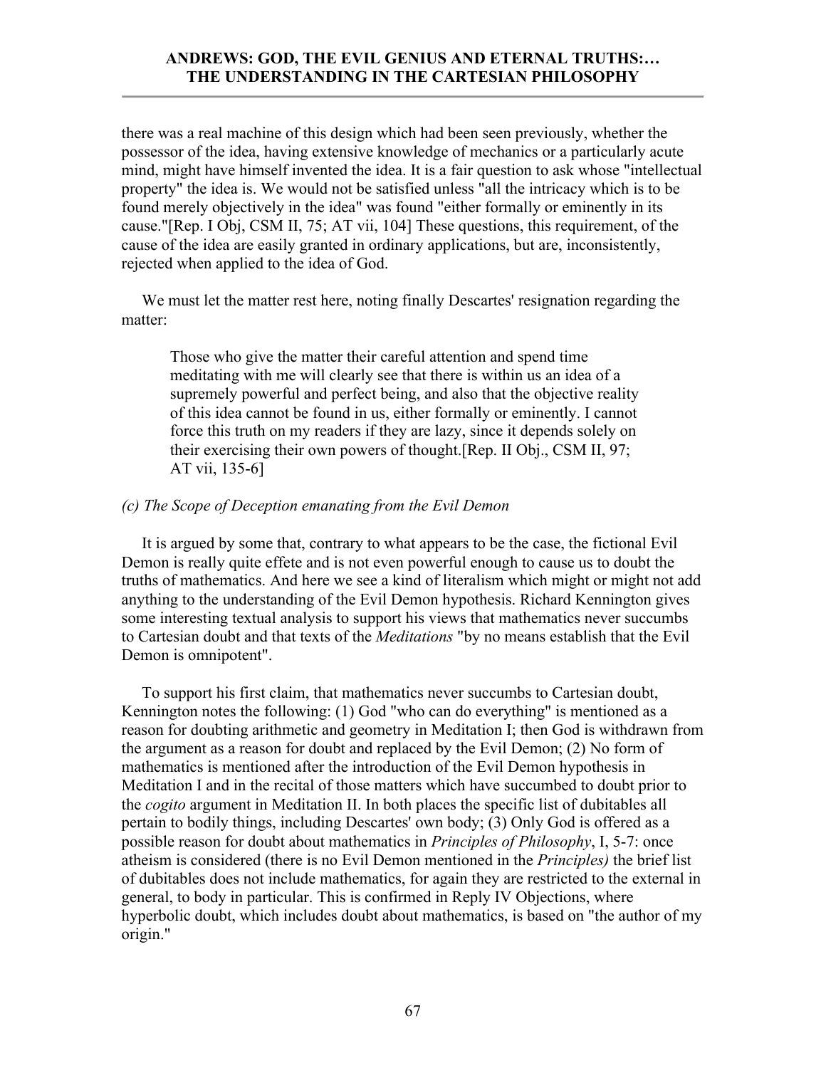there was a real machine of this design which had been seen previously, whether the possessor of the idea, having extensive knowledge of mechanics or a particularly acute mind, might have himself invented the idea. It is a fair question to ask whose "intellectual property" the idea is. We would not be satisfied unless "all the intricacy which is to be found merely objectively in the idea" was found "either formally or eminently in its cause."[Rep. I Obj, CSM II, 75; AT vii, 104] These questions, this requirement, of the cause of the idea are easily granted in ordinary applications, but are, inconsistently, rejected when applied to the idea of God.

We must let the matter rest here, noting finally Descartes' resignation regarding the matter:

> Those who give the matter their careful attention and spend time meditating with me will clearly see that there is within us an idea of a supremely powerful and perfect being, and also that the objective reality of this idea cannot be found in us, either formally or eminently. I cannot force this truth on my readers if they are lazy, since it depends solely on their exercising their own powers of thought.[Rep. II Obj., CSM II, 97; AT vii, 135-6]

*(c) The Scope of Deception emanating from the Evil Demon*

It is argued by some that, contrary to what appears to be the case, the fictional Evil Demon is really quite effete and is not even powerful enough to cause us to doubt the truths of mathematics. And here we see a kind of literalism which might or might not add anything to the understanding of the Evil Demon hypothesis. Richard Kennington gives some interesting textual analysis to support his views that mathematics never succumbs to Cartesian doubt and that texts of the *Meditations* "by no means establish that the Evil Demon is omnipotent".

To support his first claim, that mathematics never succumbs to Cartesian doubt, Kennington notes the following: (1) God "who can do everything" is mentioned as a reason for doubting arithmetic and geometry in Meditation I; then God is withdrawn from the argument as a reason for doubt and replaced by the Evil Demon; (2) No form of mathematics is mentioned after the introduction of the Evil Demon hypothesis in Meditation I and in the recital of those matters which have succumbed to doubt prior to the *cogito* argument in Meditation II. In both places the specific list of dubitables all pertain to bodily things, including Descartes' own body; (3) Only God is offered as a possible reason for doubt about mathematics in *Principles of Philosophy*, I, 5-7: once atheism is considered (there is no Evil Demon mentioned in the *Principles)* the brief list of dubitables does not include mathematics, for again they are restricted to the external in general, to body in particular. This is confirmed in Reply IV Objections, where hyperbolic doubt, which includes doubt about mathematics, is based on "the author of my origin."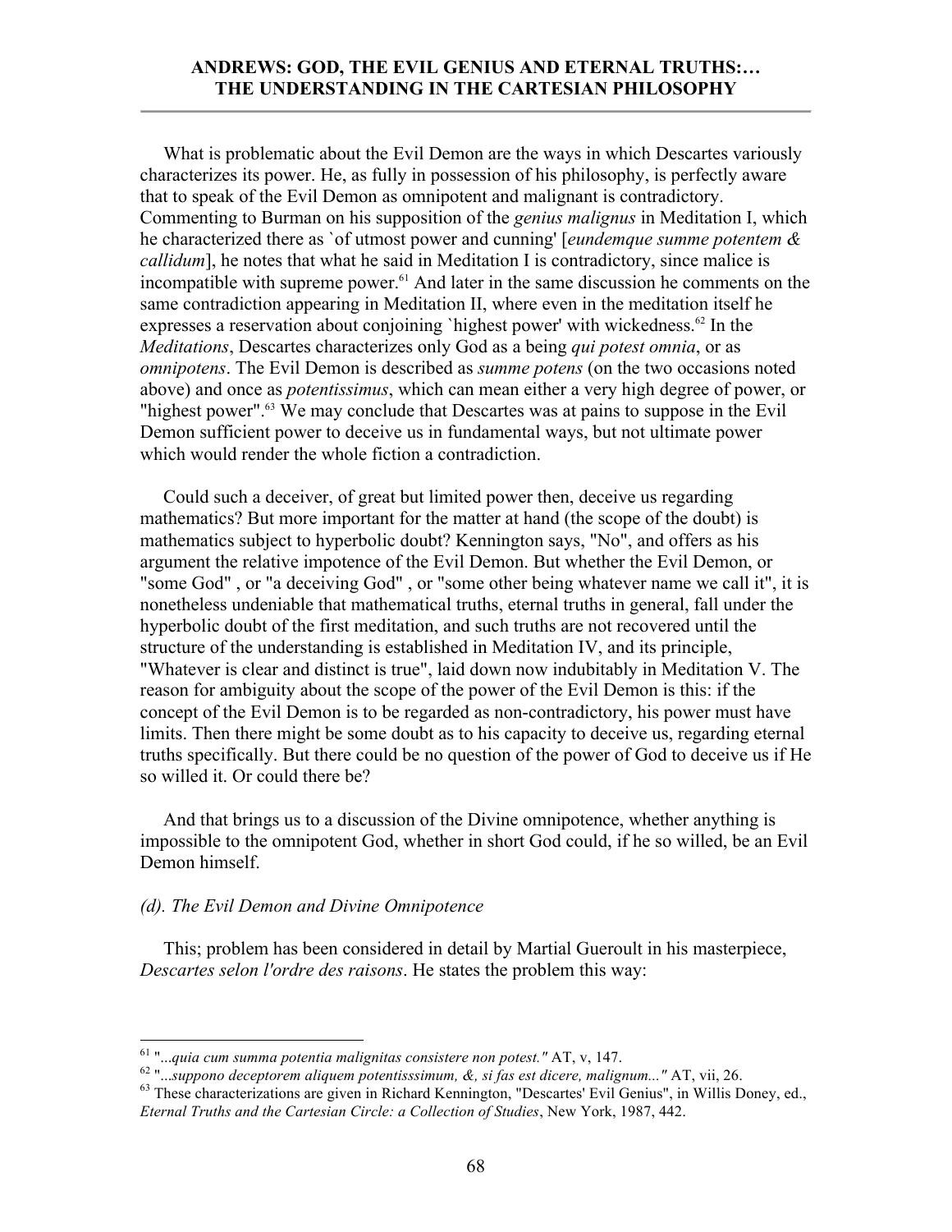What is problematic about the Evil Demon are the ways in which Descartes variously characterizes its power. He, as fully in possession of his philosophy, is perfectly aware that to speak of the Evil Demon as omnipotent and malignant is contradictory. Commenting to Burman on his supposition of the *genius malignus* in Meditation I, which he characterized there as `of utmost power and cunning' [*eundemque summe potentem & callidum*], he notes that what he said in Meditation I is contradictory, since malice is incompatible with supreme power.[61] And later in the same discussion he comments on the same contradiction appearing in Meditation II, where even in the meditation itself he expresses a reservation about conjoining `highest power' with wickedness.[62] In the *Meditations*, Descartes characterizes only God as a being *qui potest omnia*, or as *omnipotens*. The Evil Demon is described as *summe potens* (on the two occasions noted above) and once as *potentissimus*, which can mean either a very high degree of power, or "highest power".[63] We may conclude that Descartes was at pains to suppose in the Evil Demon sufficient power to deceive us in fundamental ways, but not ultimate power which would render the whole fiction a contradiction.

Could such a deceiver, of great but limited power then, deceive us regarding mathematics? But more important for the matter at hand (the scope of the doubt) is mathematics subject to hyperbolic doubt? Kennington says, "No", and offers as his argument the relative impotence of the Evil Demon. But whether the Evil Demon, or "some God" , or "a deceiving God" , or "some other being whatever name we call it", it is nonetheless undeniable that mathematical truths, eternal truths in general, fall under the hyperbolic doubt of the first meditation, and such truths are not recovered until the structure of the understanding is established in Meditation IV, and its principle, "Whatever is clear and distinct is true", laid down now indubitably in Meditation V. The reason for ambiguity about the scope of the power of the Evil Demon is this: if the concept of the Evil Demon is to be regarded as non-contradictory, his power must have limits. Then there might be some doubt as to his capacity to deceive us, regarding eternal truths specifically. But there could be no question of the power of God to deceive us if He so willed it. Or could there be?

And that brings us to a discussion of the Divine omnipotence, whether anything is impossible to the omnipotent God, whether in short God could, if he so willed, be an Evil Demon himself.

### *(d). The Evil Demon and Divine Omnipotence*

This; problem has been considered in detail by Martial Gueroult in his masterpiece, *Descartes selon l'ordre des raisons*. He states the problem this way:

---

[61] "*...quia cum summa potentia malignitas consistere non potest."* AT, v, 147.

[62] "*...suppono deceptorem aliquem potentisssimum, &, si fas est dicere, malignum..."* AT, vii, 26.

[63] These characterizations are given in Richard Kennington, "Descartes' Evil Genius", in Willis Doney, ed., *Eternal Truths and the Cartesian Circle: a Collection of Studies*, New York, 1987, 442.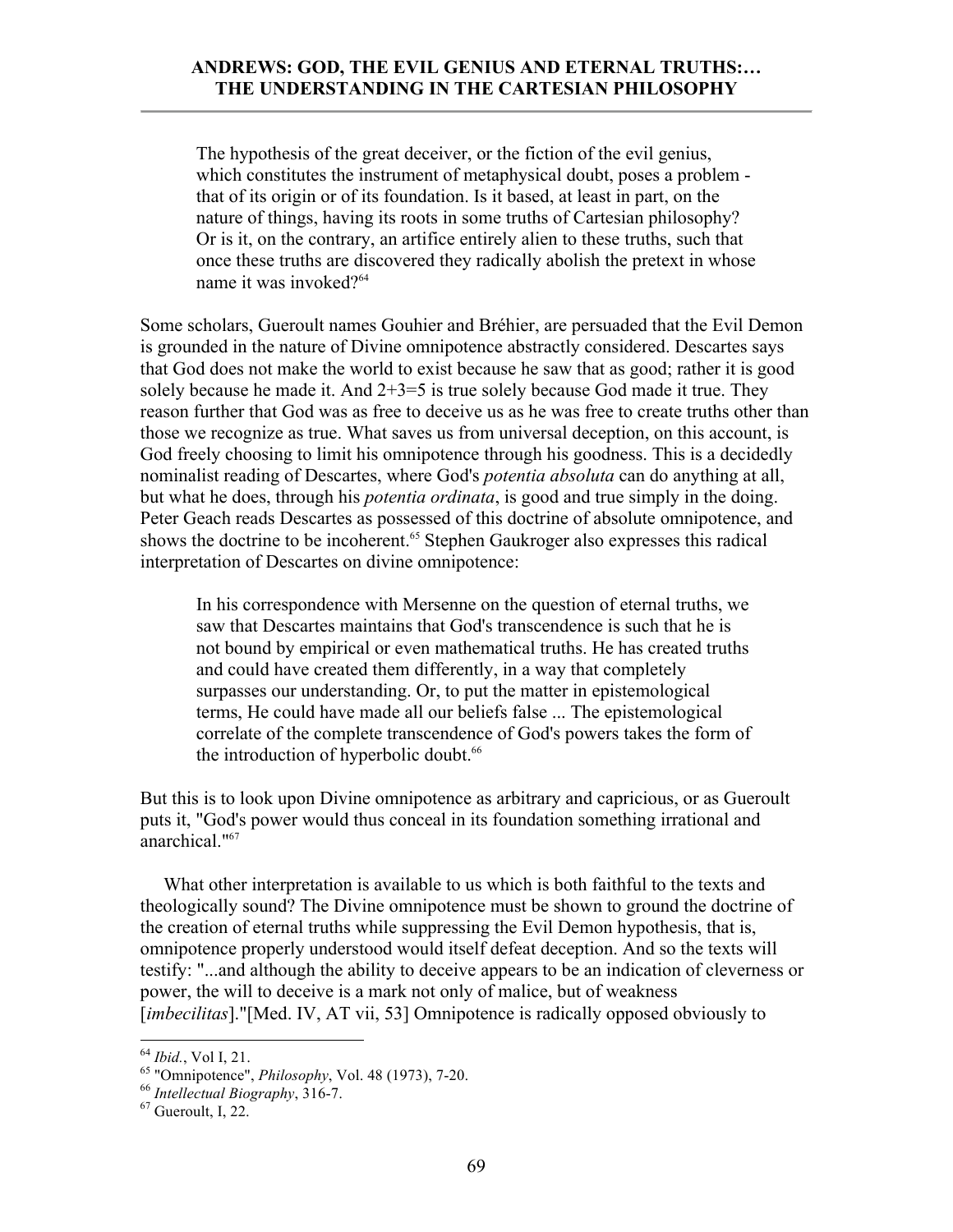> The hypothesis of the great deceiver, or the fiction of the evil genius, which constitutes the instrument of metaphysical doubt, poses a problem - that of its origin or of its foundation. Is it based, at least in part, on the nature of things, having its roots in some truths of Cartesian philosophy? Or is it, on the contrary, an artifice entirely alien to these truths, such that once these truths are discovered they radically abolish the pretext in whose name it was invoked?[64]

Some scholars, Gueroult names Gouhier and Bréhier, are persuaded that the Evil Demon is grounded in the nature of Divine omnipotence abstractly considered. Descartes says that God does not make the world to exist because he saw that as good; rather it is good solely because he made it. And 2+3=5 is true solely because God made it true. They reason further that God was as free to deceive us as he was free to create truths other than those we recognize as true. What saves us from universal deception, on this account, is God freely choosing to limit his omnipotence through his goodness. This is a decidedly nominalist reading of Descartes, where God's *potentia absoluta* can do anything at all, but what he does, through his *potentia ordinata*, is good and true simply in the doing. Peter Geach reads Descartes as possessed of this doctrine of absolute omnipotence, and shows the doctrine to be incoherent.[65] Stephen Gaukroger also expresses this radical interpretation of Descartes on divine omnipotence:

> In his correspondence with Mersenne on the question of eternal truths, we saw that Descartes maintains that God's transcendence is such that he is not bound by empirical or even mathematical truths. He has created truths and could have created them differently, in a way that completely surpasses our understanding. Or, to put the matter in epistemological terms, He could have made all our beliefs false ... The epistemological correlate of the complete transcendence of God's powers takes the form of the introduction of hyperbolic doubt.[66]

But this is to look upon Divine omnipotence as arbitrary and capricious, or as Gueroult puts it, "God's power would thus conceal in its foundation something irrational and anarchical."[67]

What other interpretation is available to us which is both faithful to the texts and theologically sound? The Divine omnipotence must be shown to ground the doctrine of the creation of eternal truths while suppressing the Evil Demon hypothesis, that is, omnipotence properly understood would itself defeat deception. And so the texts will testify: "...and although the ability to deceive appears to be an indication of cleverness or power, the will to deceive is a mark not only of malice, but of weakness [*imbecilitas*]."[Med. IV, AT vii, 53] Omnipotence is radically opposed obviously to

---

[64] *Ibid.*, Vol I, 21.

[65] "Omnipotence", *Philosophy*, Vol. 48 (1973), 7-20.

[66] *Intellectual Biography*, 316-7.

[67] Gueroult, I, 22.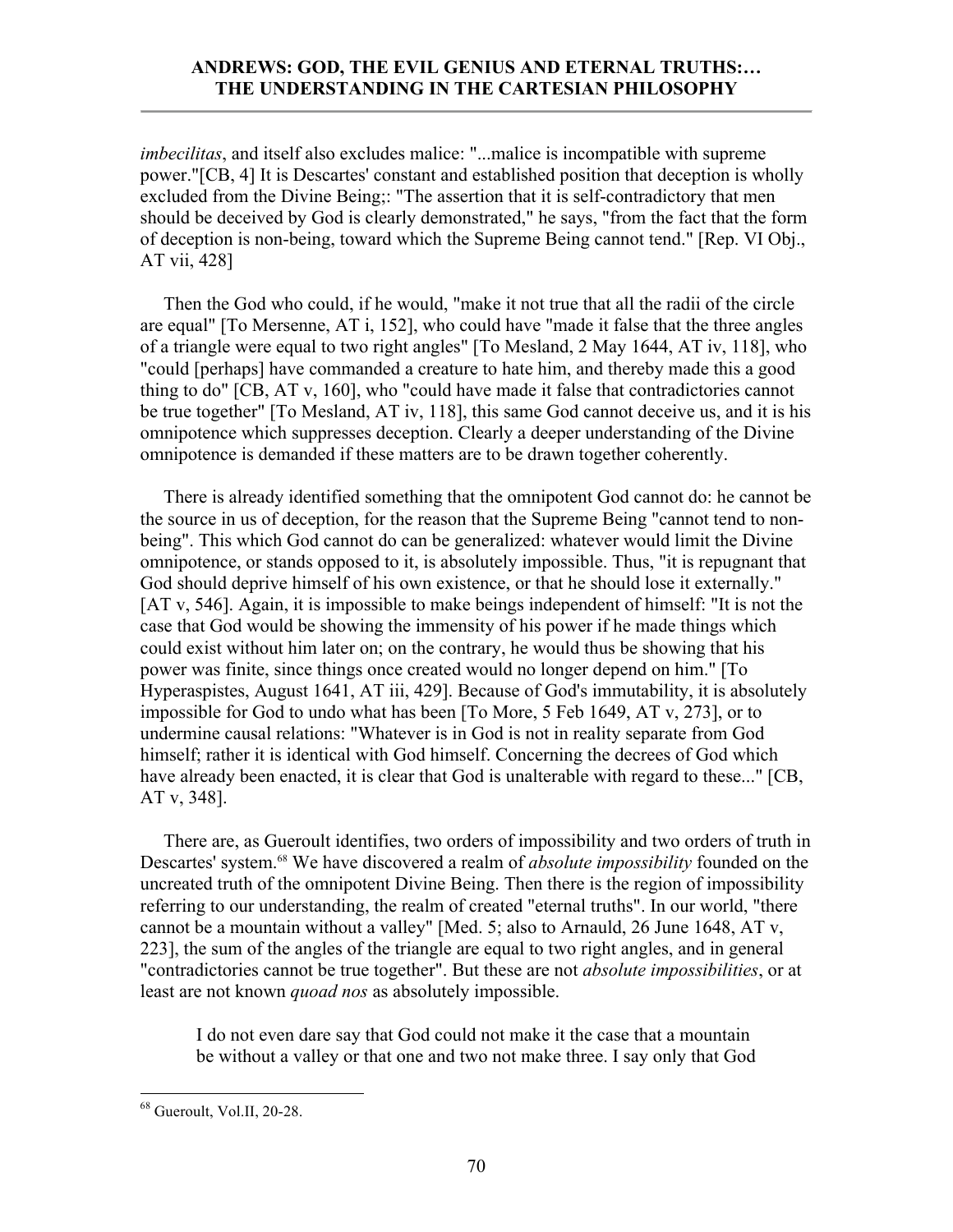*imbecilitas*, and itself also excludes malice: "...malice is incompatible with supreme power."[CB, 4] It is Descartes' constant and established position that deception is wholly excluded from the Divine Being;: "The assertion that it is self-contradictory that men should be deceived by God is clearly demonstrated," he says, "from the fact that the form of deception is non-being, toward which the Supreme Being cannot tend." [Rep. VI Obj., AT vii, 428]

Then the God who could, if he would, "make it not true that all the radii of the circle are equal" [To Mersenne, AT i, 152], who could have "made it false that the three angles of a triangle were equal to two right angles" [To Mesland, 2 May 1644, AT iv, 118], who "could [perhaps] have commanded a creature to hate him, and thereby made this a good thing to do" [CB, AT v, 160], who "could have made it false that contradictories cannot be true together" [To Mesland, AT iv, 118], this same God cannot deceive us, and it is his omnipotence which suppresses deception. Clearly a deeper understanding of the Divine omnipotence is demanded if these matters are to be drawn together coherently.

There is already identified something that the omnipotent God cannot do: he cannot be the source in us of deception, for the reason that the Supreme Being "cannot tend to non-being". This which God cannot do can be generalized: whatever would limit the Divine omnipotence, or stands opposed to it, is absolutely impossible. Thus, "it is repugnant that God should deprive himself of his own existence, or that he should lose it externally." [AT v, 546]. Again, it is impossible to make beings independent of himself: "It is not the case that God would be showing the immensity of his power if he made things which could exist without him later on; on the contrary, he would thus be showing that his power was finite, since things once created would no longer depend on him." [To Hyperaspistes, August 1641, AT iii, 429]. Because of God's immutability, it is absolutely impossible for God to undo what has been [To More, 5 Feb 1649, AT v, 273], or to undermine causal relations: "Whatever is in God is not in reality separate from God himself; rather it is identical with God himself. Concerning the decrees of God which have already been enacted, it is clear that God is unalterable with regard to these..." [CB, AT v, 348].

There are, as Gueroult identifies, two orders of impossibility and two orders of truth in Descartes' system.[68] We have discovered a realm of *absolute impossibility* founded on the uncreated truth of the omnipotent Divine Being. Then there is the region of impossibility referring to our understanding, the realm of created "eternal truths". In our world, "there cannot be a mountain without a valley" [Med. 5; also to Arnauld, 26 June 1648, AT v, 223], the sum of the angles of the triangle are equal to two right angles, and in general "contradictories cannot be true together". But these are not *absolute impossibilities*, or at least are not known *quoad nos* as absolutely impossible.

> I do not even dare say that God could not make it the case that a mountain be without a valley or that one and two not make three. I say only that God

---

[68] Gueroult, Vol.II, 20-28.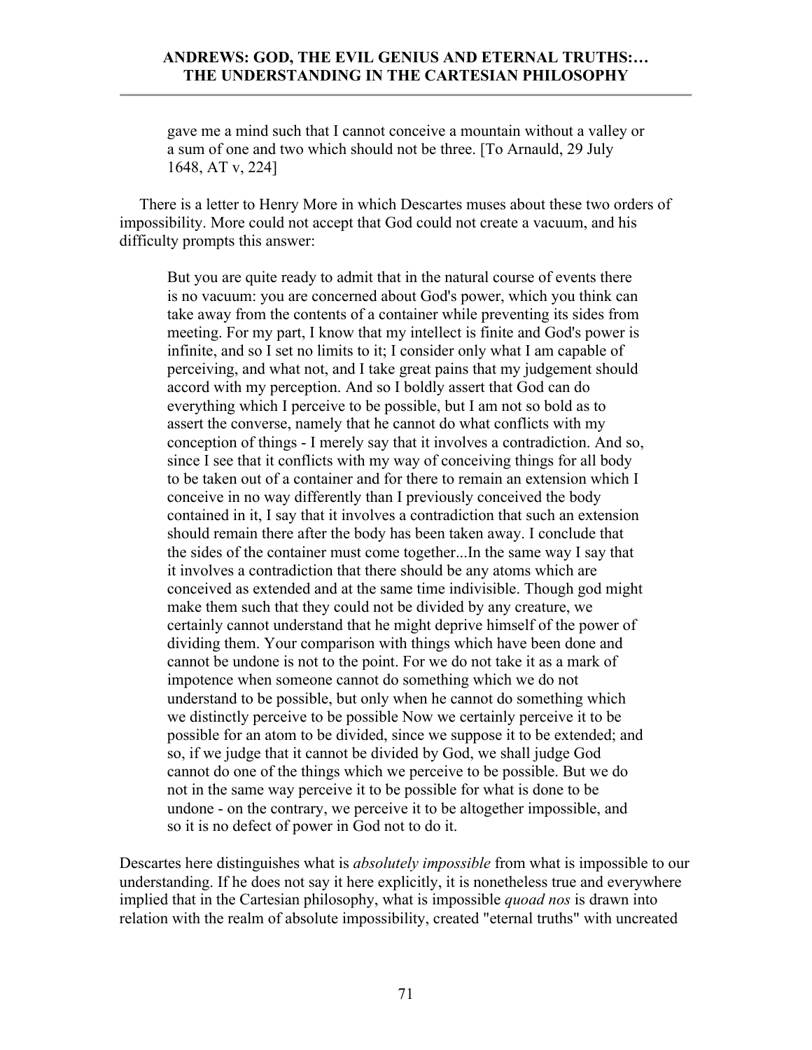> gave me a mind such that I cannot conceive a mountain without a valley or a sum of one and two which should not be three. [To Arnauld, 29 July 1648, AT v, 224]

There is a letter to Henry More in which Descartes muses about these two orders of impossibility. More could not accept that God could not create a vacuum, and his difficulty prompts this answer:

> But you are quite ready to admit that in the natural course of events there is no vacuum: you are concerned about God's power, which you think can take away from the contents of a container while preventing its sides from meeting. For my part, I know that my intellect is finite and God's power is infinite, and so I set no limits to it; I consider only what I am capable of perceiving, and what not, and I take great pains that my judgement should accord with my perception. And so I boldly assert that God can do everything which I perceive to be possible, but I am not so bold as to assert the converse, namely that he cannot do what conflicts with my conception of things - I merely say that it involves a contradiction. And so, since I see that it conflicts with my way of conceiving things for all body to be taken out of a container and for there to remain an extension which I conceive in no way differently than I previously conceived the body contained in it, I say that it involves a contradiction that such an extension should remain there after the body has been taken away. I conclude that the sides of the container must come together...In the same way I say that it involves a contradiction that there should be any atoms which are conceived as extended and at the same time indivisible. Though god might make them such that they could not be divided by any creature, we certainly cannot understand that he might deprive himself of the power of dividing them. Your comparison with things which have been done and cannot be undone is not to the point. For we do not take it as a mark of impotence when someone cannot do something which we do not understand to be possible, but only when he cannot do something which we distinctly perceive to be possible Now we certainly perceive it to be possible for an atom to be divided, since we suppose it to be extended; and so, if we judge that it cannot be divided by God, we shall judge God cannot do one of the things which we perceive to be possible. But we do not in the same way perceive it to be possible for what is done to be undone - on the contrary, we perceive it to be altogether impossible, and so it is no defect of power in God not to do it.

Descartes here distinguishes what is *absolutely impossible* from what is impossible to our understanding. If he does not say it here explicitly, it is nonetheless true and everywhere implied that in the Cartesian philosophy, what is impossible *quoad nos* is drawn into relation with the realm of absolute impossibility, created "eternal truths" with uncreated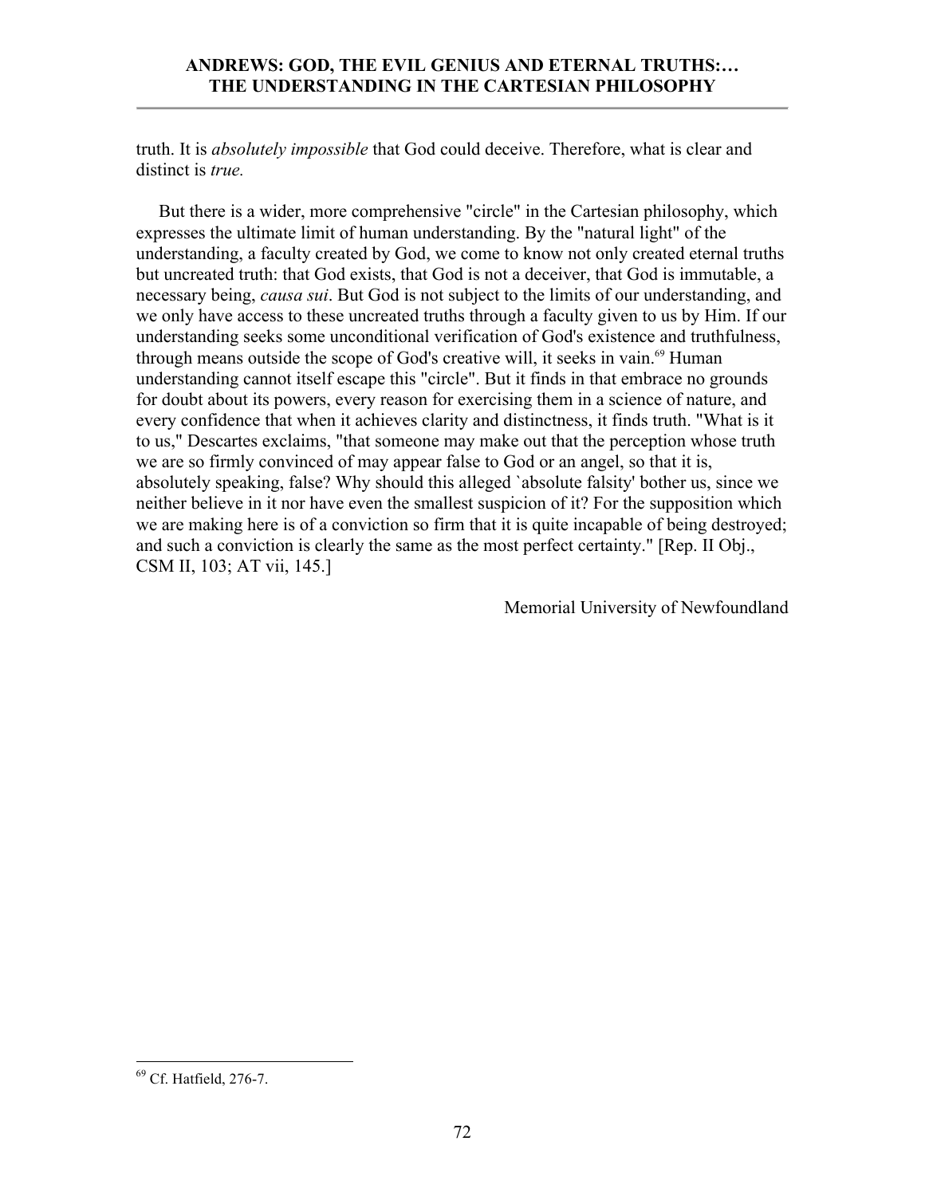truth. It is *absolutely impossible* that God could deceive. Therefore, what is clear and distinct is *true.*

But there is a wider, more comprehensive "circle" in the Cartesian philosophy, which expresses the ultimate limit of human understanding. By the "natural light" of the understanding, a faculty created by God, we come to know not only created eternal truths but uncreated truth: that God exists, that God is not a deceiver, that God is immutable, a necessary being, *causa sui*. But God is not subject to the limits of our understanding, and we only have access to these uncreated truths through a faculty given to us by Him. If our understanding seeks some unconditional verification of God's existence and truthfulness, through means outside the scope of God's creative will, it seeks in vain.[69] Human understanding cannot itself escape this "circle". But it finds in that embrace no grounds for doubt about its powers, every reason for exercising them in a science of nature, and every confidence that when it achieves clarity and distinctness, it finds truth. "What is it to us," Descartes exclaims, "that someone may make out that the perception whose truth we are so firmly convinced of may appear false to God or an angel, so that it is, absolutely speaking, false? Why should this alleged `absolute falsity' bother us, since we neither believe in it nor have even the smallest suspicion of it? For the supposition which we are making here is of a conviction so firm that it is quite incapable of being destroyed; and such a conviction is clearly the same as the most perfect certainty." [Rep. II Obj., CSM II, 103; AT vii, 145.]

Memorial University of Newfoundland

[69] Cf. Hatfield, 276-7.